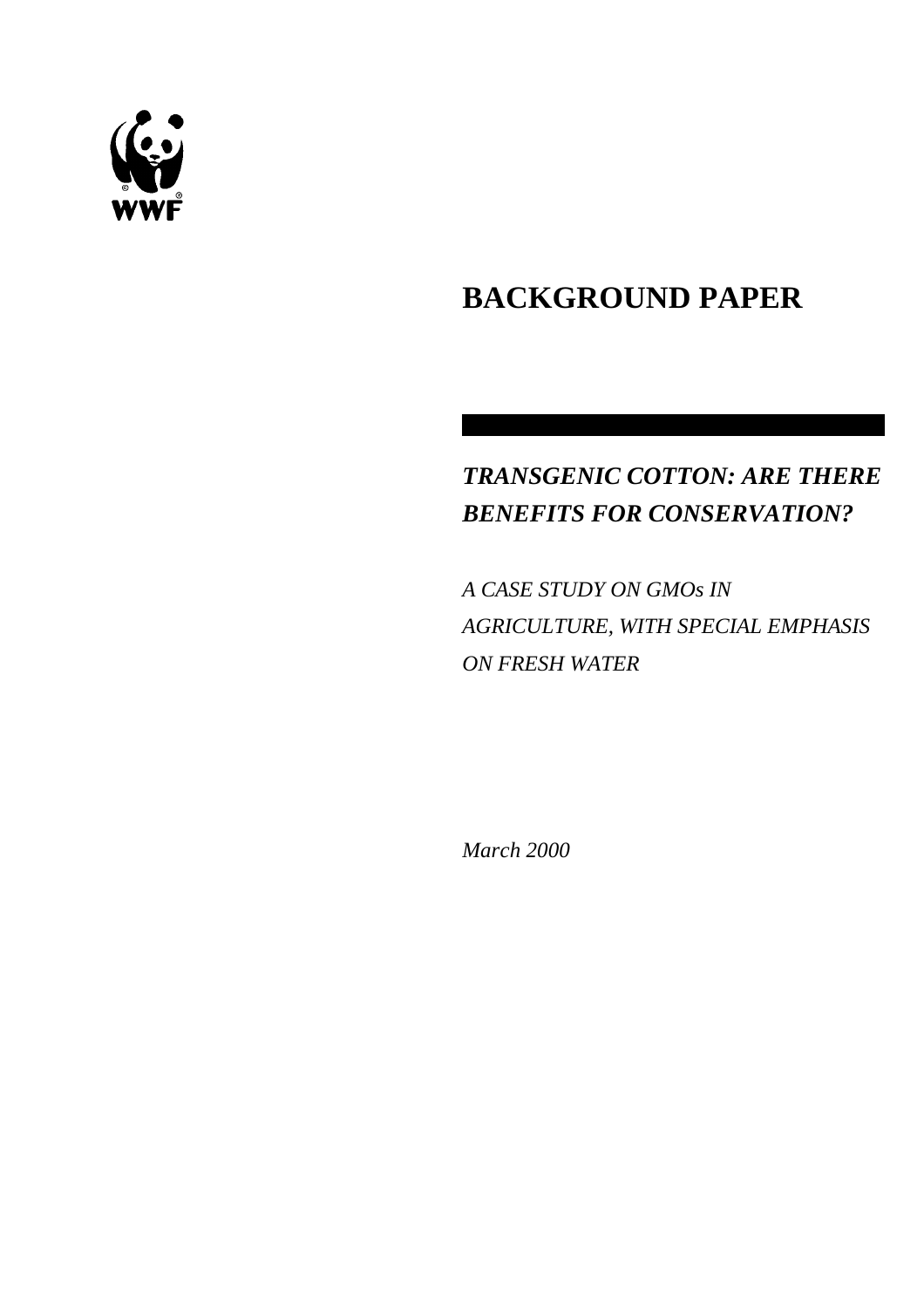WWF

# BACKGROUND PAPER

## *TRANSGENIC COTTON: ARE THERE BENEFITS FOR CONSERVATION?*

*A CASE STUDY ON GMOs IN AGRICULTURE, WITH SPECIAL EMPHASIS ON FRESH WATER*

*March 2000*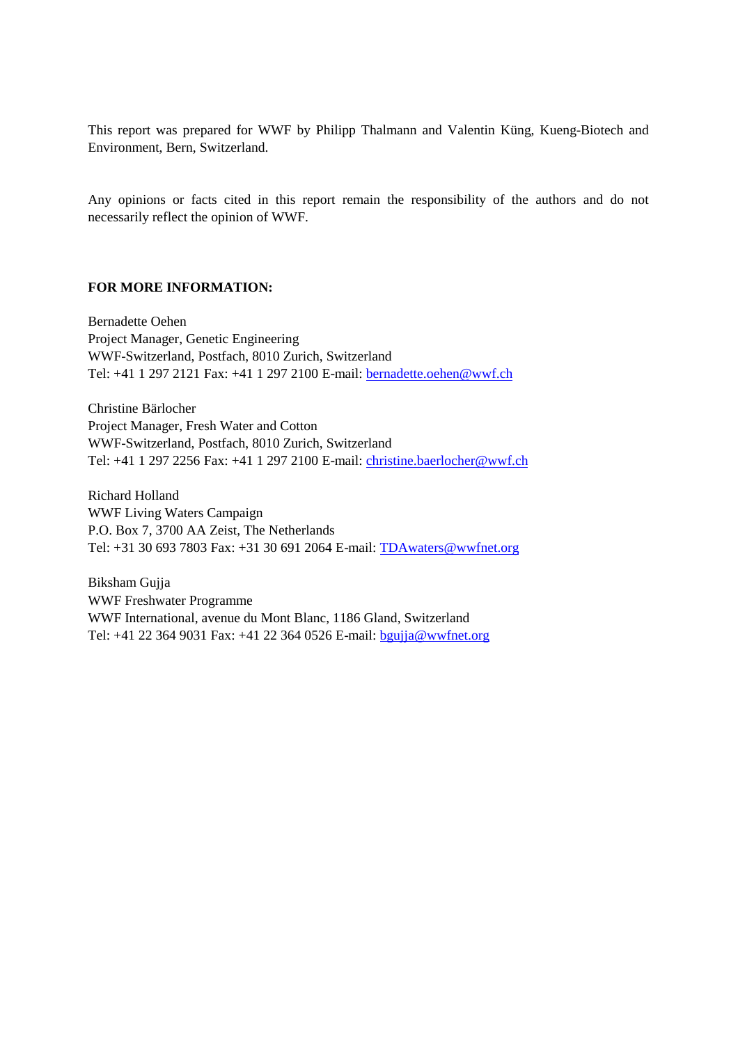This report was prepared for WWF by Philipp Thalmann and Valentin Küng, Kueng-Biotech and Environment, Bern, Switzerland.

Any opinions or facts cited in this report remain the responsibility of the authors and do not necessarily reflect the opinion of WWF.

**FOR MORE INFORMATION:**

Bernadette Oehen
Project Manager, Genetic Engineering
WWF-Switzerland, Postfach, 8010 Zurich, Switzerland
Tel: +41 1 297 2121 Fax: +41 1 297 2100 E-mail: bernadette.oehen@wwf.ch

Christine Bärlocher
Project Manager, Fresh Water and Cotton
WWF-Switzerland, Postfach, 8010 Zurich, Switzerland
Tel: +41 1 297 2256 Fax: +41 1 297 2100 E-mail: christine.baerlocher@wwf.ch

Richard Holland
WWF Living Waters Campaign
P.O. Box 7, 3700 AA Zeist, The Netherlands
Tel: +31 30 693 7803 Fax: +31 30 691 2064 E-mail: TDAwaters@wwfnet.org

Biksham Gujja
WWF Freshwater Programme
WWF International, avenue du Mont Blanc, 1186 Gland, Switzerland
Tel: +41 22 364 9031 Fax: +41 22 364 0526 E-mail: bgujja@wwfnet.org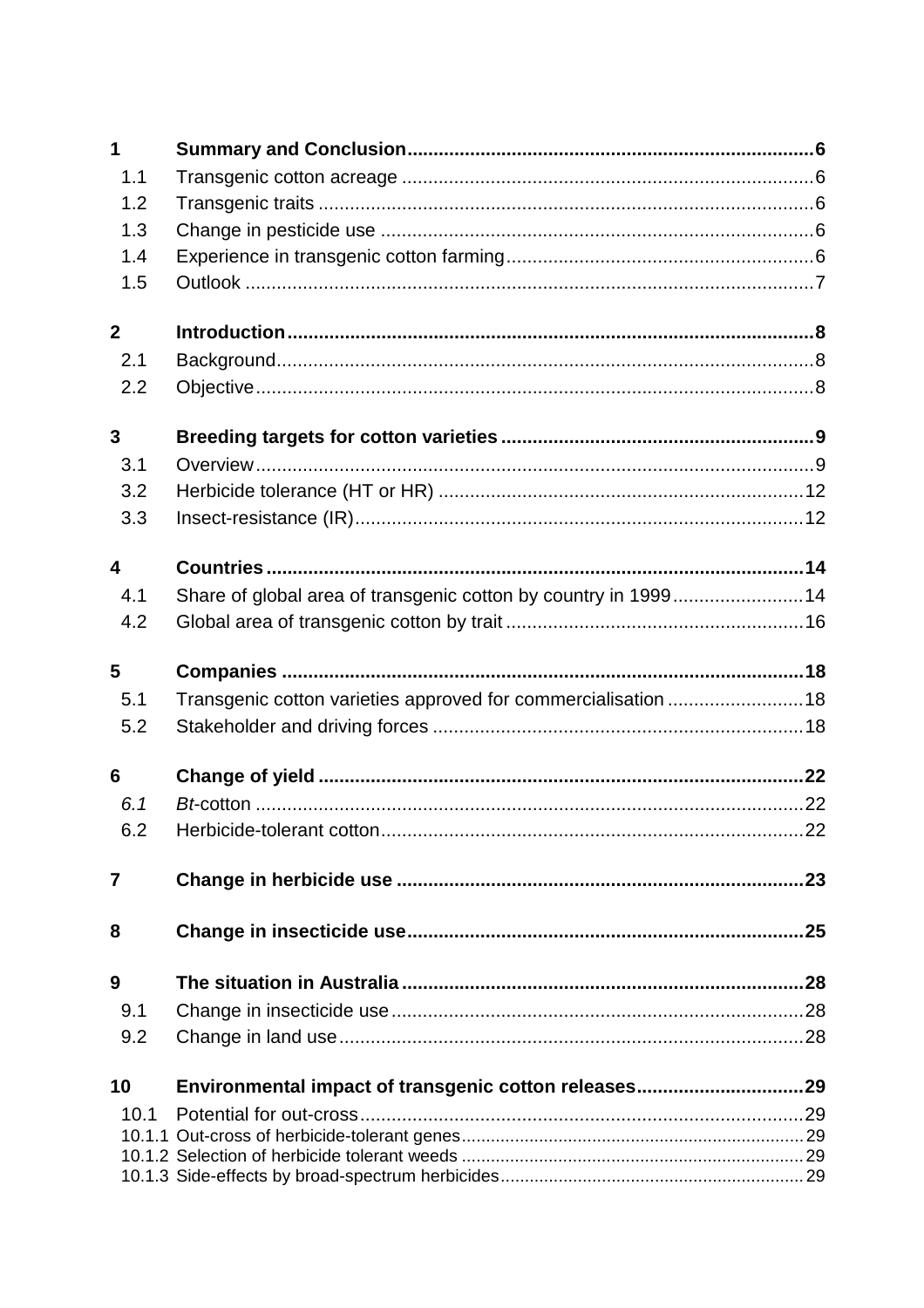| | | |
|---|---|---|
| **1** | **Summary and Conclusion** | **6** |
| 1.1 | Transgenic cotton acreage | 6 |
| 1.2 | Transgenic traits | 6 |
| 1.3 | Change in pesticide use | 6 |
| 1.4 | Experience in transgenic cotton farming | 6 |
| 1.5 | Outlook | 7 |
| **2** | **Introduction** | **8** |
| 2.1 | Background | 8 |
| 2.2 | Objective | 8 |
| **3** | **Breeding targets for cotton varieties** | **9** |
| 3.1 | Overview | 9 |
| 3.2 | Herbicide tolerance (HT or HR) | 12 |
| 3.3 | Insect-resistance (IR) | 12 |
| **4** | **Countries** | **14** |
| 4.1 | Share of global area of transgenic cotton by country in 1999 | 14 |
| 4.2 | Global area of transgenic cotton by trait | 16 |
| **5** | **Companies** | **18** |
| 5.1 | Transgenic cotton varieties approved for commercialisation | 18 |
| 5.2 | Stakeholder and driving forces | 18 |
| **6** | **Change of yield** | **22** |
| *6.1* | *Bt*-cotton | 22 |
| 6.2 | Herbicide-tolerant cotton | 22 |
| **7** | **Change in herbicide use** | **23** |
| **8** | **Change in insecticide use** | **25** |
| **9** | **The situation in Australia** | **28** |
| 9.1 | Change in insecticide use | 28 |
| 9.2 | Change in land use | 28 |
| **10** | **Environmental impact of transgenic cotton releases** | **29** |
| 10.1 | Potential for out-cross | 29 |
| 10.1.1 | Out-cross of herbicide-tolerant genes | 29 |
| 10.1.2 | Selection of herbicide tolerant weeds | 29 |
| 10.1.3 | Side-effects by broad-spectrum herbicides | 29 |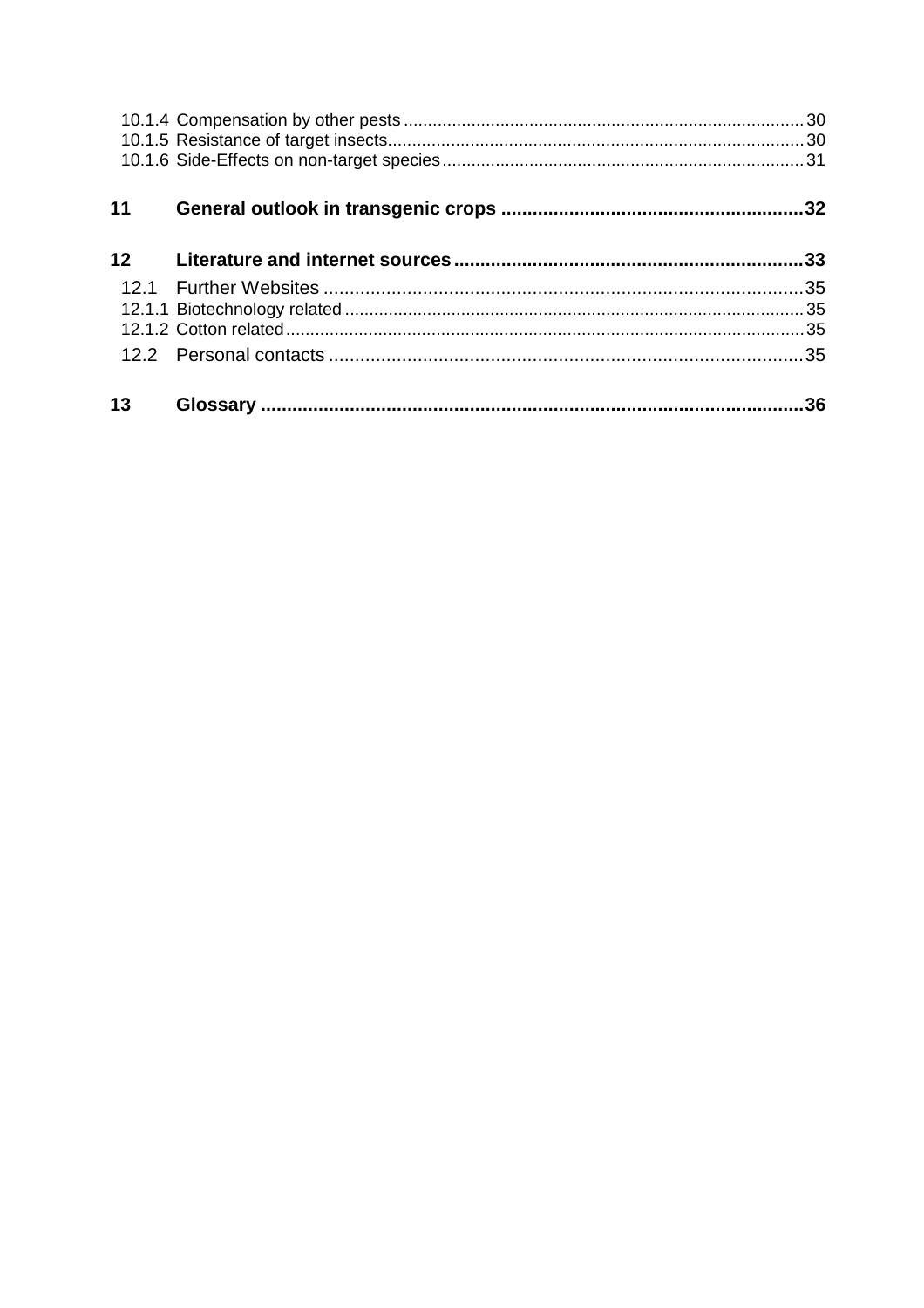10.1.4 Compensation by other pests ..... 30
10.1.5 Resistance of target insects ..... 30
10.1.6 Side-Effects on non-target species ..... 31

**11 General outlook in transgenic crops ..... 32**

**12 Literature and internet sources ..... 33**

12.1 Further Websites ..... 35
12.1.1 Biotechnology related ..... 35
12.1.2 Cotton related ..... 35
12.2 Personal contacts ..... 35

**13 Glossary ..... 36**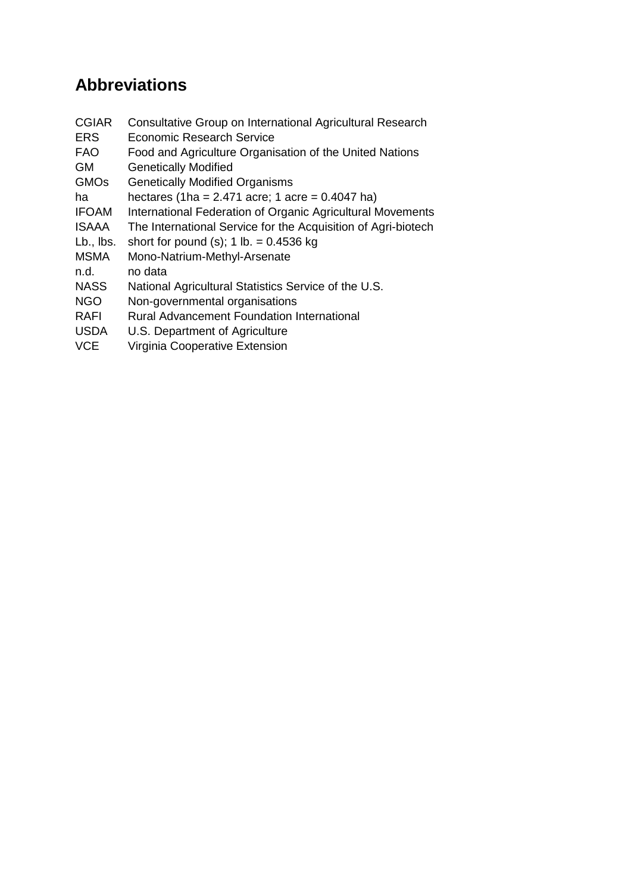# Abbreviations

| | |
|---|---|
| CGIAR | Consultative Group on International Agricultural Research |
| ERS | Economic Research Service |
| FAO | Food and Agriculture Organisation of the United Nations |
| GM | Genetically Modified |
| GMOs | Genetically Modified Organisms |
| ha | hectares (1ha = 2.471 acre; 1 acre = 0.4047 ha) |
| IFOAM | International Federation of Organic Agricultural Movements |
| ISAAA | The International Service for the Acquisition of Agri-biotech |
| Lb., lbs. | short for pound (s); 1 lb. = 0.4536 kg |
| MSMA | Mono-Natrium-Methyl-Arsenate |
| n.d. | no data |
| NASS | National Agricultural Statistics Service of the U.S. |
| NGO | Non-governmental organisations |
| RAFI | Rural Advancement Foundation International |
| USDA | U.S. Department of Agriculture |
| VCE | Virginia Cooperative Extension |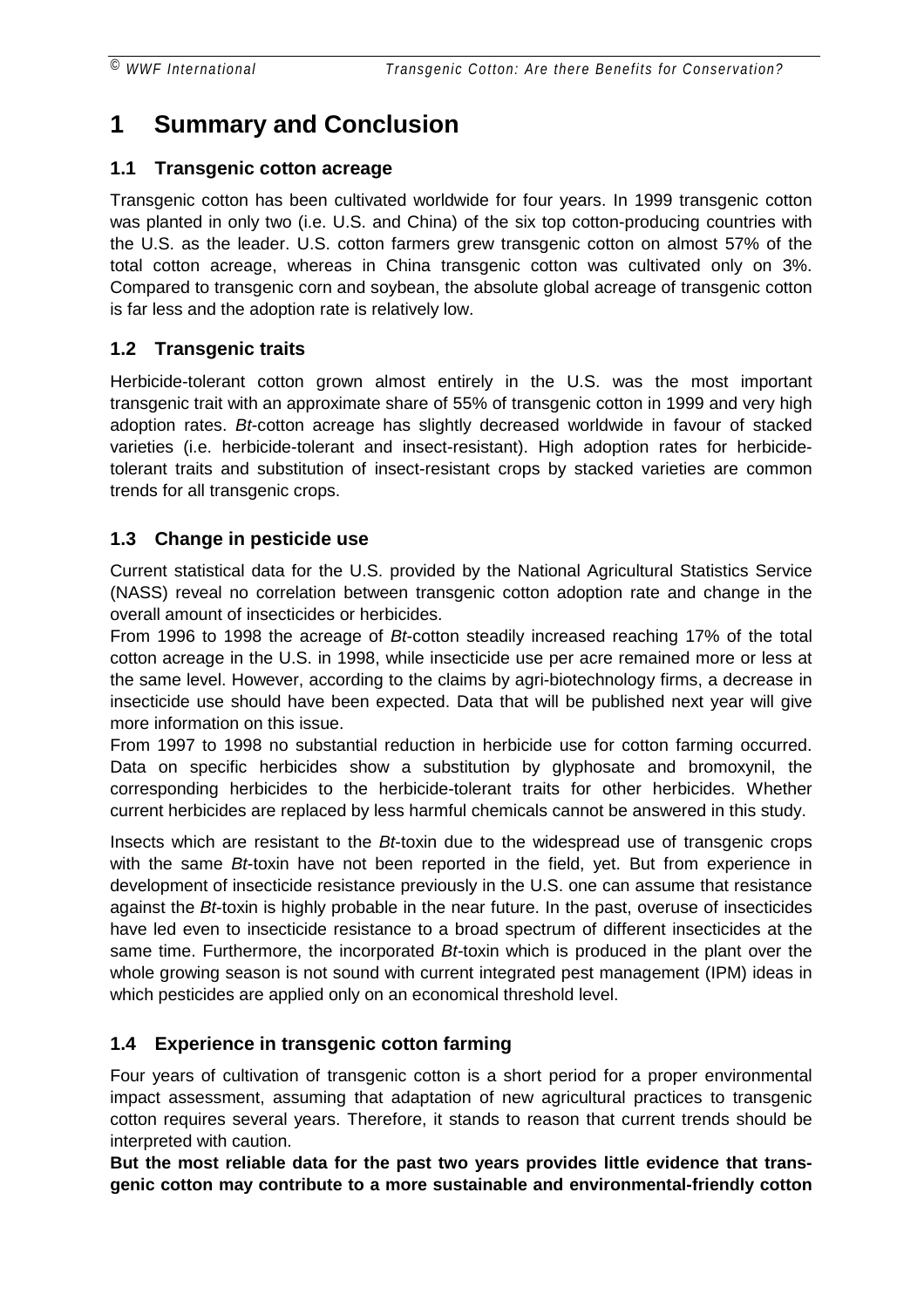# 1 Summary and Conclusion

## 1.1 Transgenic cotton acreage

Transgenic cotton has been cultivated worldwide for four years. In 1999 transgenic cotton was planted in only two (i.e. U.S. and China) of the six top cotton-producing countries with the U.S. as the leader. U.S. cotton farmers grew transgenic cotton on almost 57% of the total cotton acreage, whereas in China transgenic cotton was cultivated only on 3%. Compared to transgenic corn and soybean, the absolute global acreage of transgenic cotton is far less and the adoption rate is relatively low.

## 1.2 Transgenic traits

Herbicide-tolerant cotton grown almost entirely in the U.S. was the most important transgenic trait with an approximate share of 55% of transgenic cotton in 1999 and very high adoption rates. *Bt*-cotton acreage has slightly decreased worldwide in favour of stacked varieties (i.e. herbicide-tolerant and insect-resistant). High adoption rates for herbicide-tolerant traits and substitution of insect-resistant crops by stacked varieties are common trends for all transgenic crops.

## 1.3 Change in pesticide use

Current statistical data for the U.S. provided by the National Agricultural Statistics Service (NASS) reveal no correlation between transgenic cotton adoption rate and change in the overall amount of insecticides or herbicides.

From 1996 to 1998 the acreage of *Bt*-cotton steadily increased reaching 17% of the total cotton acreage in the U.S. in 1998, while insecticide use per acre remained more or less at the same level. However, according to the claims by agri-biotechnology firms, a decrease in insecticide use should have been expected. Data that will be published next year will give more information on this issue.

From 1997 to 1998 no substantial reduction in herbicide use for cotton farming occurred. Data on specific herbicides show a substitution by glyphosate and bromoxynil, the corresponding herbicides to the herbicide-tolerant traits for other herbicides. Whether current herbicides are replaced by less harmful chemicals cannot be answered in this study.

Insects which are resistant to the *Bt*-toxin due to the widespread use of transgenic crops with the same *Bt*-toxin have not been reported in the field, yet. But from experience in development of insecticide resistance previously in the U.S. one can assume that resistance against the *Bt*-toxin is highly probable in the near future. In the past, overuse of insecticides have led even to insecticide resistance to a broad spectrum of different insecticides at the same time. Furthermore, the incorporated *Bt*-toxin which is produced in the plant over the whole growing season is not sound with current integrated pest management (IPM) ideas in which pesticides are applied only on an economical threshold level.

## 1.4 Experience in transgenic cotton farming

Four years of cultivation of transgenic cotton is a short period for a proper environmental impact assessment, assuming that adaptation of new agricultural practices to transgenic cotton requires several years. Therefore, it stands to reason that current trends should be interpreted with caution.

**But the most reliable data for the past two years provides little evidence that trans-genic cotton may contribute to a more sustainable and environmental-friendly cotton**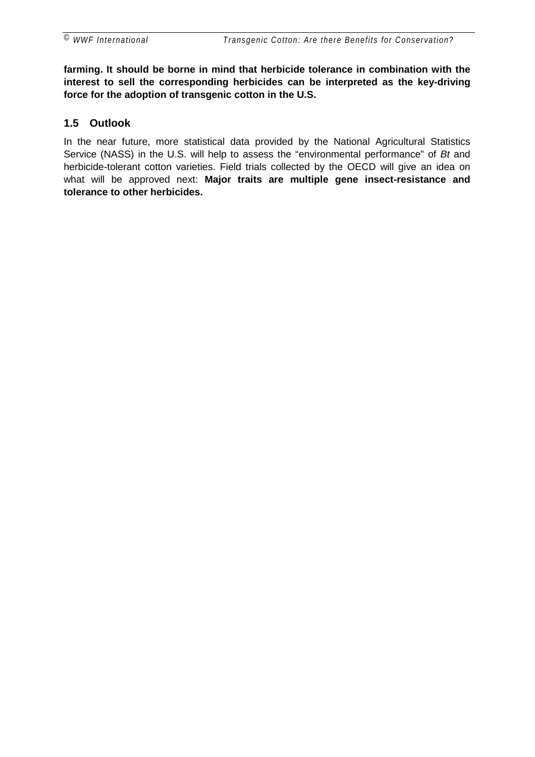**farming. It should be borne in mind that herbicide tolerance in combination with the interest to sell the corresponding herbicides can be interpreted as the key-driving force for the adoption of transgenic cotton in the U.S.**

## 1.5 Outlook

In the near future, more statistical data provided by the National Agricultural Statistics Service (NASS) in the U.S. will help to assess the "environmental performance" of *Bt* and herbicide-tolerant cotton varieties. Field trials collected by the OECD will give an idea on what will be approved next: **Major traits are multiple gene insect-resistance and tolerance to other herbicides.**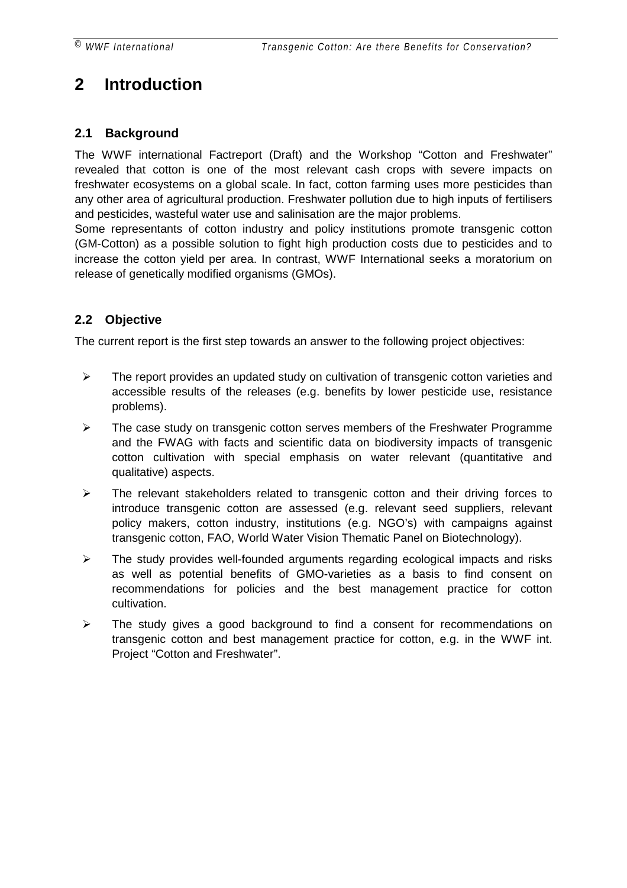# 2 Introduction

## 2.1 Background

The WWF international Factreport (Draft) and the Workshop "Cotton and Freshwater" revealed that cotton is one of the most relevant cash crops with severe impacts on freshwater ecosystems on a global scale. In fact, cotton farming uses more pesticides than any other area of agricultural production. Freshwater pollution due to high inputs of fertilisers and pesticides, wasteful water use and salinisation are the major problems.
Some representants of cotton industry and policy institutions promote transgenic cotton (GM-Cotton) as a possible solution to fight high production costs due to pesticides and to increase the cotton yield per area. In contrast, WWF International seeks a moratorium on release of genetically modified organisms (GMOs).

## 2.2 Objective

The current report is the first step towards an answer to the following project objectives:

- The report provides an updated study on cultivation of transgenic cotton varieties and accessible results of the releases (e.g. benefits by lower pesticide use, resistance problems).
- The case study on transgenic cotton serves members of the Freshwater Programme and the FWAG with facts and scientific data on biodiversity impacts of transgenic cotton cultivation with special emphasis on water relevant (quantitative and qualitative) aspects.
- The relevant stakeholders related to transgenic cotton and their driving forces to introduce transgenic cotton are assessed (e.g. relevant seed suppliers, relevant policy makers, cotton industry, institutions (e.g. NGO's) with campaigns against transgenic cotton, FAO, World Water Vision Thematic Panel on Biotechnology).
- The study provides well-founded arguments regarding ecological impacts and risks as well as potential benefits of GMO-varieties as a basis to find consent on recommendations for policies and the best management practice for cotton cultivation.
- The study gives a good background to find a consent for recommendations on transgenic cotton and best management practice for cotton, e.g. in the WWF int. Project "Cotton and Freshwater".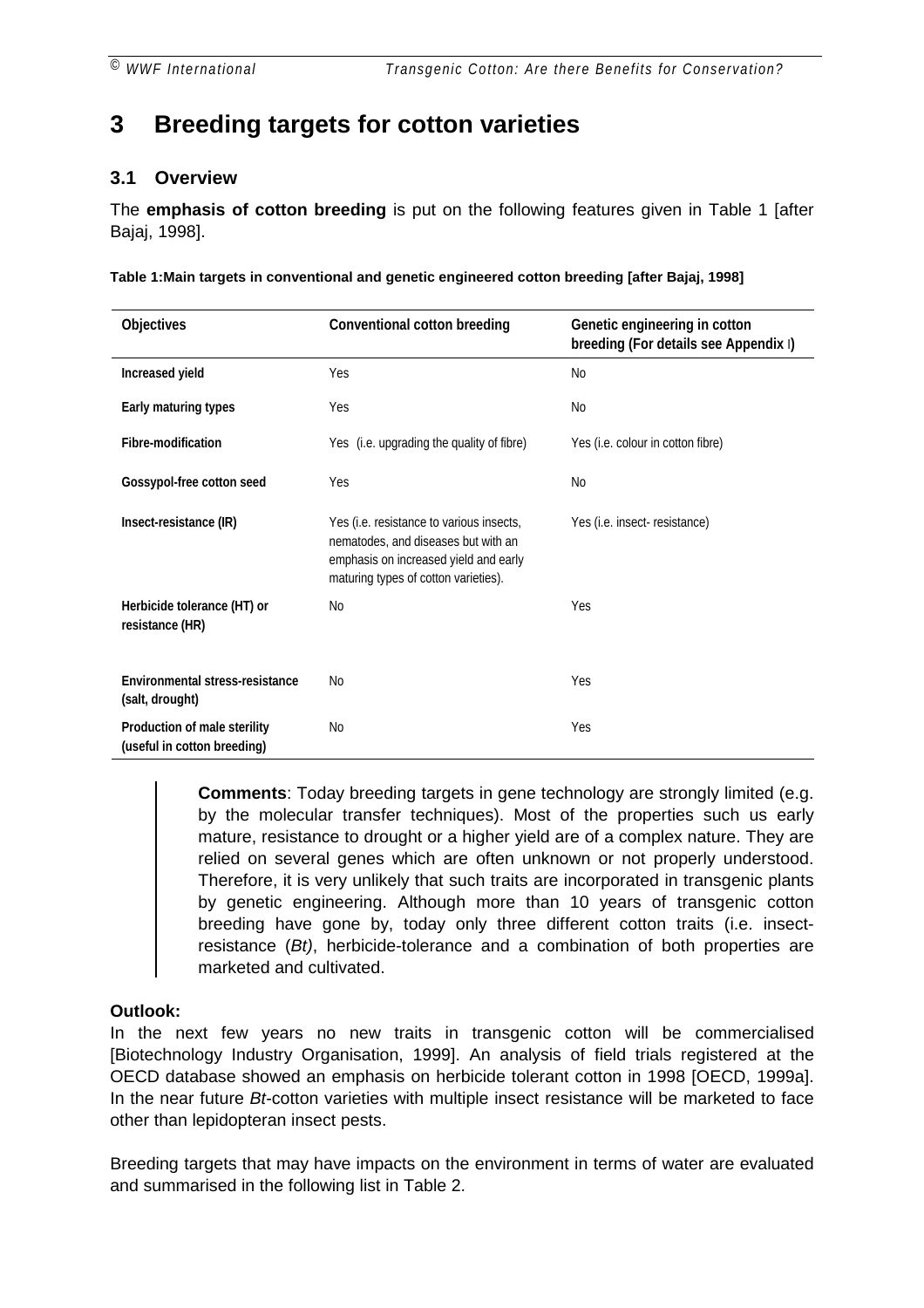# 3 Breeding targets for cotton varieties

## 3.1 Overview

The **emphasis of cotton breeding** is put on the following features given in Table 1 [after Bajaj, 1998].

**Table 1:Main targets in conventional and genetic engineered cotton breeding [after Bajaj, 1998]**

| Objectives | Conventional cotton breeding | Genetic engineering in cotton breeding (For details see Appendix I) |
|---|---|---|
| **Increased yield** | Yes | No |
| **Early maturing types** | Yes | No |
| **Fibre-modification** | Yes (i.e. upgrading the quality of fibre) | Yes (i.e. colour in cotton fibre) |
| **Gossypol-free cotton seed** | Yes | No |
| **Insect-resistance (IR)** | Yes (i.e. resistance to various insects, nematodes, and diseases but with an emphasis on increased yield and early maturing types of cotton varieties). | Yes (i.e. insect- resistance) |
| **Herbicide tolerance (HT) or resistance (HR)** | No | Yes |
| **Environmental stress-resistance (salt, drought)** | No | Yes |
| **Production of male sterility (useful in cotton breeding)** | No | Yes |

> **Comments**: Today breeding targets in gene technology are strongly limited (e.g. by the molecular transfer techniques). Most of the properties such us early mature, resistance to drought or a higher yield are of a complex nature. They are relied on several genes which are often unknown or not properly understood. Therefore, it is very unlikely that such traits are incorporated in transgenic plants by genetic engineering. Although more than 10 years of transgenic cotton breeding have gone by, today only three different cotton traits (i.e. insect-resistance (*Bt)*, herbicide-tolerance and a combination of both properties are marketed and cultivated.

**Outlook:**

In the next few years no new traits in transgenic cotton will be commercialised [Biotechnology Industry Organisation, 1999]. An analysis of field trials registered at the OECD database showed an emphasis on herbicide tolerant cotton in 1998 [OECD, 1999a]. In the near future *Bt*-cotton varieties with multiple insect resistance will be marketed to face other than lepidopteran insect pests.

Breeding targets that may have impacts on the environment in terms of water are evaluated and summarised in the following list in Table 2.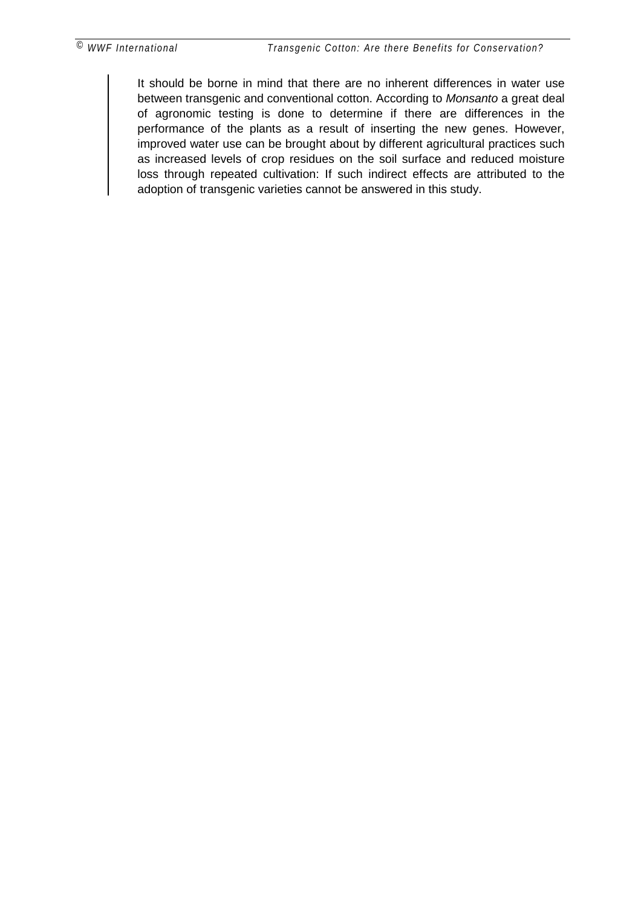It should be borne in mind that there are no inherent differences in water use between transgenic and conventional cotton. According to *Monsanto* a great deal of agronomic testing is done to determine if there are differences in the performance of the plants as a result of inserting the new genes. However, improved water use can be brought about by different agricultural practices such as increased levels of crop residues on the soil surface and reduced moisture loss through repeated cultivation: If such indirect effects are attributed to the adoption of transgenic varieties cannot be answered in this study.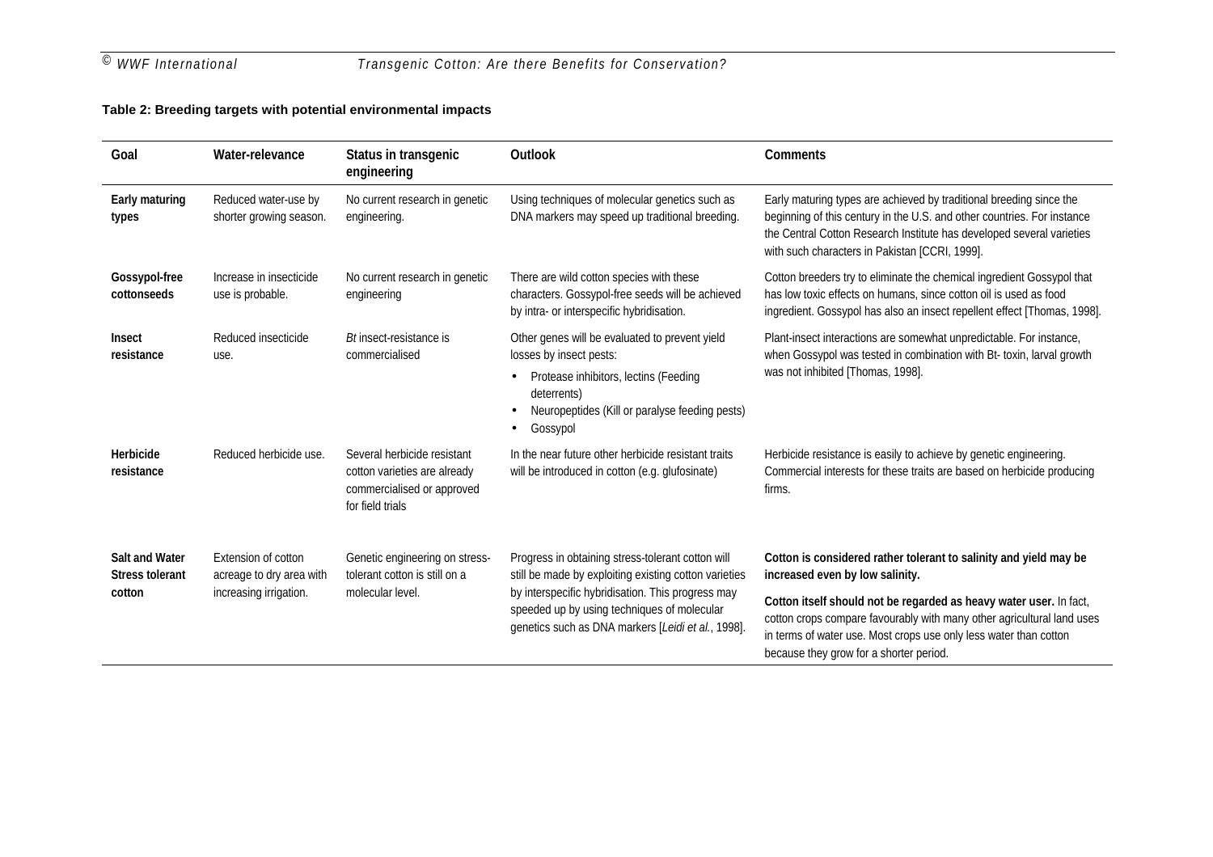**Table 2: Breeding targets with potential environmental impacts**

| Goal | Water-relevance | Status in transgenic engineering | Outlook | Comments |
|---|---|---|---|---|
| **Early maturing types** | Reduced water-use by shorter growing season. | No current research in genetic engineering. | Using techniques of molecular genetics such as DNA markers may speed up traditional breeding. | Early maturing types are achieved by traditional breeding since the beginning of this century in the U.S. and other countries. For instance the Central Cotton Research Institute has developed several varieties with such characters in Pakistan [CCRI, 1999]. |
| **Gossypol-free cottonseeds** | Increase in insecticide use is probable. | No current research in genetic engineering | There are wild cotton species with these characters. Gossypol-free seeds will be achieved by intra- or interspecific hybridisation. | Cotton breeders try to eliminate the chemical ingredient Gossypol that has low toxic effects on humans, since cotton oil is used as food ingredient. Gossypol has also an insect repellent effect [Thomas, 1998]. |
| **Insect resistance** | Reduced insecticide use. | *Bt* insect-resistance is commercialised | Other genes will be evaluated to prevent yield losses by insect pests: • Protease inhibitors, lectins (Feeding deterrents) • Neuropeptides (Kill or paralyse feeding pests) • Gossypol | Plant-insect interactions are somewhat unpredictable. For instance, when Gossypol was tested in combination with Bt- toxin, larval growth was not inhibited [Thomas, 1998]. |
| **Herbicide resistance** | Reduced herbicide use. | Several herbicide resistant cotton varieties are already commercialised or approved for field trials | In the near future other herbicide resistant traits will be introduced in cotton (e.g. glufosinate) | Herbicide resistance is easily to achieve by genetic engineering. Commercial interests for these traits are based on herbicide producing firms. |
| **Salt and Water Stress tolerant cotton** | Extension of cotton acreage to dry area with increasing irrigation. | Genetic engineering on stress-tolerant cotton is still on a molecular level. | Progress in obtaining stress-tolerant cotton will still be made by exploiting existing cotton varieties by interspecific hybridisation. This progress may speeded up by using techniques of molecular genetics such as DNA markers [*Leidi et al.*, 1998]. | **Cotton is considered rather tolerant to salinity and yield may be increased even by low salinity.** **Cotton itself should not be regarded as heavy water user.** In fact, cotton crops compare favourably with many other agricultural land uses in terms of water use. Most crops use only less water than cotton because they grow for a shorter period. |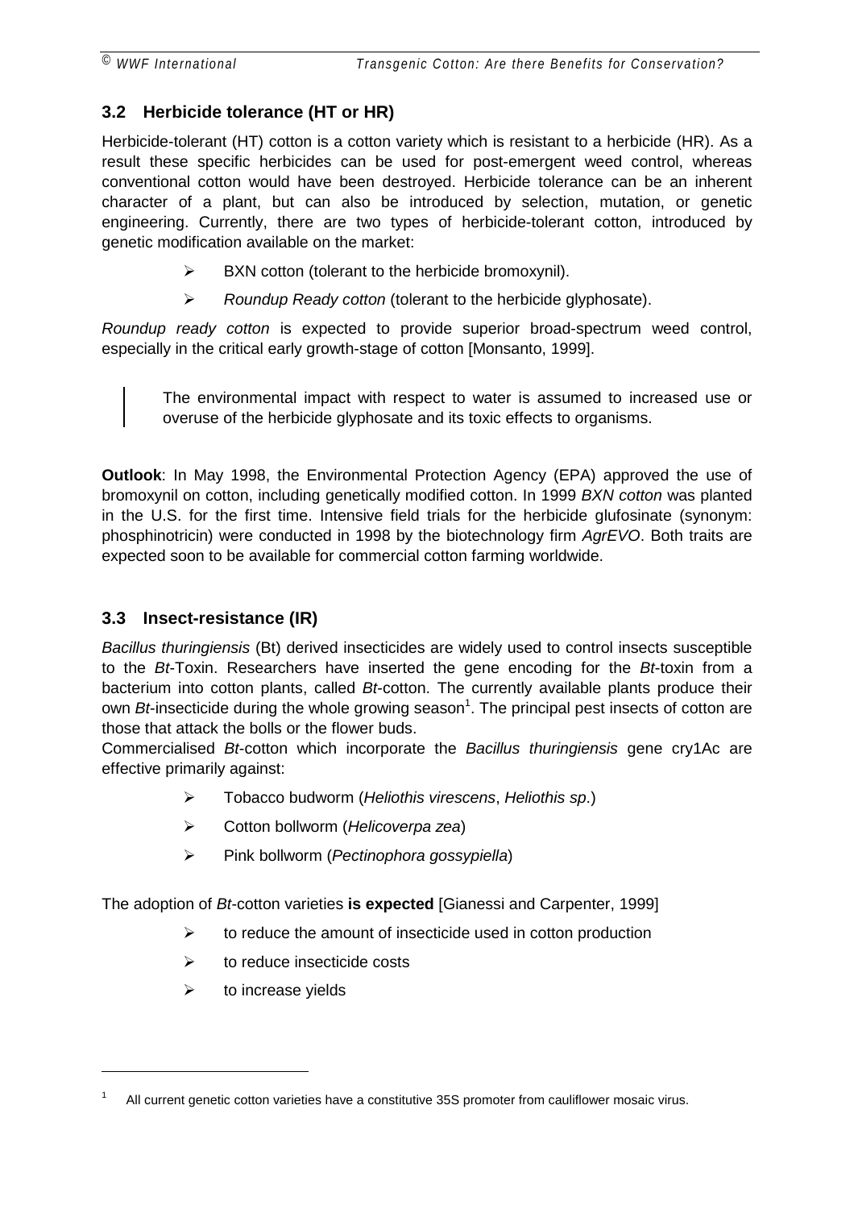## 3.2 Herbicide tolerance (HT or HR)

Herbicide-tolerant (HT) cotton is a cotton variety which is resistant to a herbicide (HR). As a result these specific herbicides can be used for post-emergent weed control, whereas conventional cotton would have been destroyed. Herbicide tolerance can be an inherent character of a plant, but can also be introduced by selection, mutation, or genetic engineering. Currently, there are two types of herbicide-tolerant cotton, introduced by genetic modification available on the market:

- BXN cotton (tolerant to the herbicide bromoxynil).
- *Roundup Ready cotton* (tolerant to the herbicide glyphosate).

*Roundup ready cotton* is expected to provide superior broad-spectrum weed control, especially in the critical early growth-stage of cotton [Monsanto, 1999].

> The environmental impact with respect to water is assumed to increased use or overuse of the herbicide glyphosate and its toxic effects to organisms.

**Outlook**: In May 1998, the Environmental Protection Agency (EPA) approved the use of bromoxynil on cotton, including genetically modified cotton. In 1999 *BXN cotton* was planted in the U.S. for the first time. Intensive field trials for the herbicide glufosinate (synonym: phosphinotricin) were conducted in 1998 by the biotechnology firm *AgrEVO*. Both traits are expected soon to be available for commercial cotton farming worldwide.

## 3.3 Insect-resistance (IR)

*Bacillus thuringiensis* (Bt) derived insecticides are widely used to control insects susceptible to the *Bt*-Toxin. Researchers have inserted the gene encoding for the *Bt*-toxin from a bacterium into cotton plants, called *Bt*-cotton. The currently available plants produce their own *Bt*-insecticide during the whole growing season[1]. The principal pest insects of cotton are those that attack the bolls or the flower buds.

Commercialised *Bt*-cotton which incorporate the *Bacillus thuringiensis* gene cry1Ac are effective primarily against:

- Tobacco budworm (*Heliothis virescens*, *Heliothis sp*.)
- Cotton bollworm (*Helicoverpa zea*)
- Pink bollworm (*Pectinophora gossypiella*)

The adoption of *Bt*-cotton varieties **is expected** [Gianessi and Carpenter, 1999]

- to reduce the amount of insecticide used in cotton production
- to reduce insecticide costs
- to increase yields

[1] All current genetic cotton varieties have a constitutive 35S promoter from cauliflower mosaic virus.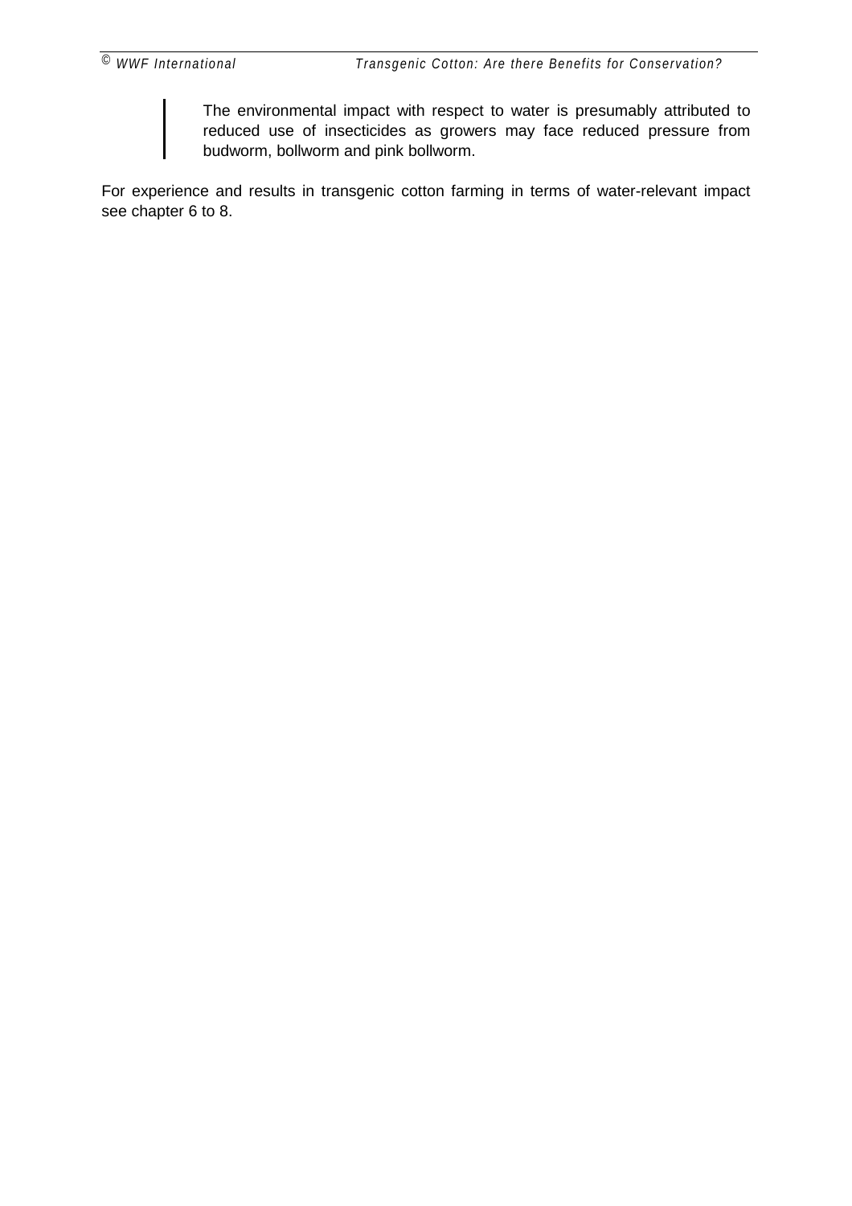> The environmental impact with respect to water is presumably attributed to reduced use of insecticides as growers may face reduced pressure from budworm, bollworm and pink bollworm.

For experience and results in transgenic cotton farming in terms of water-relevant impact see chapter 6 to 8.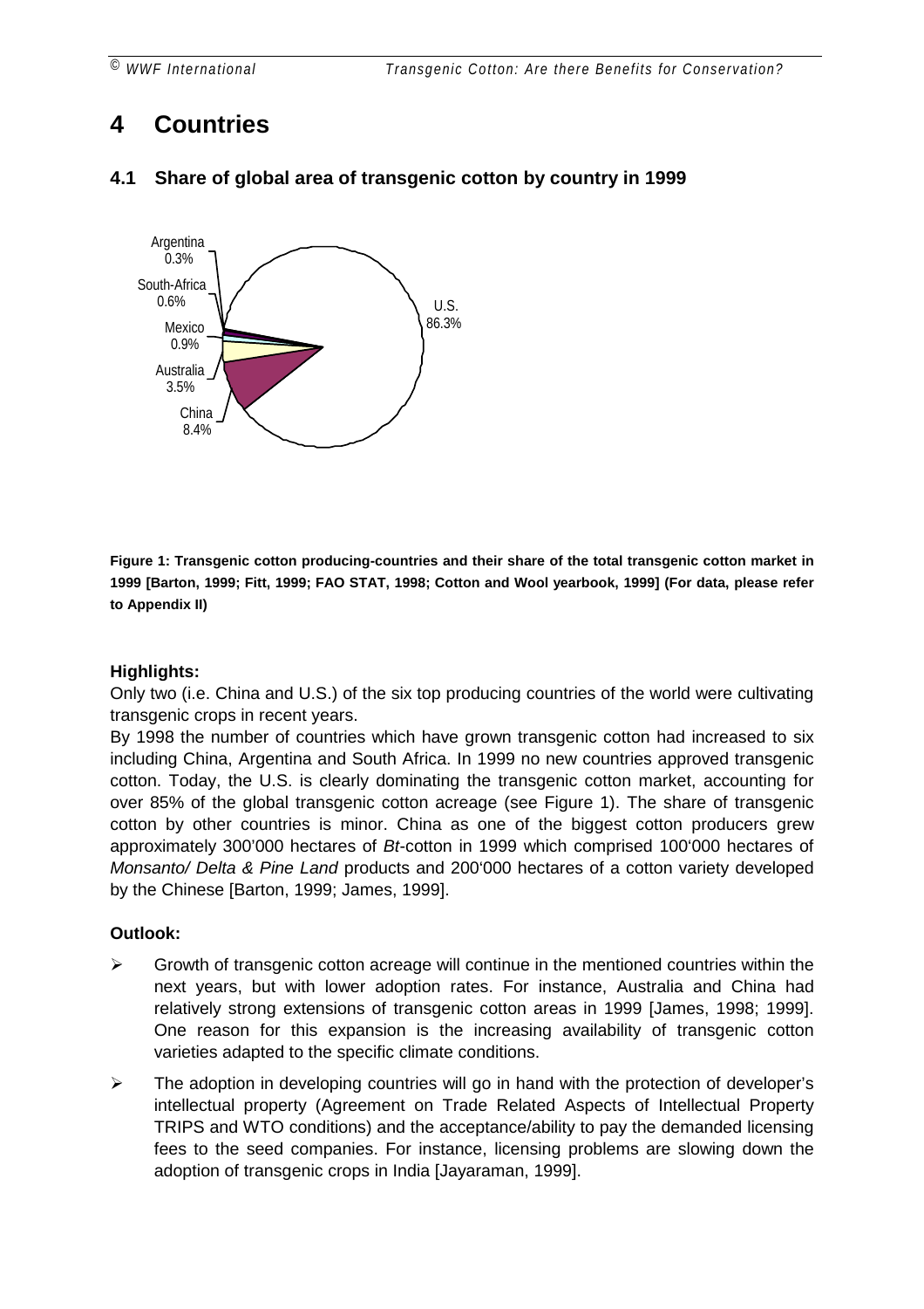# 4 Countries

## 4.1 Share of global area of transgenic cotton by country in 1999

Figure 1: Transgenic cotton producing-countries and their share of the total transgenic cotton market in 1999 [Barton, 1999; Fitt, 1999; FAO STAT, 1998; Cotton and Wool yearbook, 1999] (For data, please refer to Appendix II)

**Highlights:**

Only two (i.e. China and U.S.) of the six top producing countries of the world were cultivating transgenic crops in recent years.

By 1998 the number of countries which have grown transgenic cotton had increased to six including China, Argentina and South Africa. In 1999 no new countries approved transgenic cotton. Today, the U.S. is clearly dominating the transgenic cotton market, accounting for over 85% of the global transgenic cotton acreage (see Figure 1). The share of transgenic cotton by other countries is minor. China as one of the biggest cotton producers grew approximately 300'000 hectares of *Bt*-cotton in 1999 which comprised 100'000 hectares of *Monsanto/ Delta & Pine Land* products and 200'000 hectares of a cotton variety developed by the Chinese [Barton, 1999; James, 1999].

**Outlook:**

- Growth of transgenic cotton acreage will continue in the mentioned countries within the next years, but with lower adoption rates. For instance, Australia and China had relatively strong extensions of transgenic cotton areas in 1999 [James, 1998; 1999]. One reason for this expansion is the increasing availability of transgenic cotton varieties adapted to the specific climate conditions.
- The adoption in developing countries will go in hand with the protection of developer's intellectual property (Agreement on Trade Related Aspects of Intellectual Property TRIPS and WTO conditions) and the acceptance/ability to pay the demanded licensing fees to the seed companies. For instance, licensing problems are slowing down the adoption of transgenic crops in India [Jayaraman, 1999].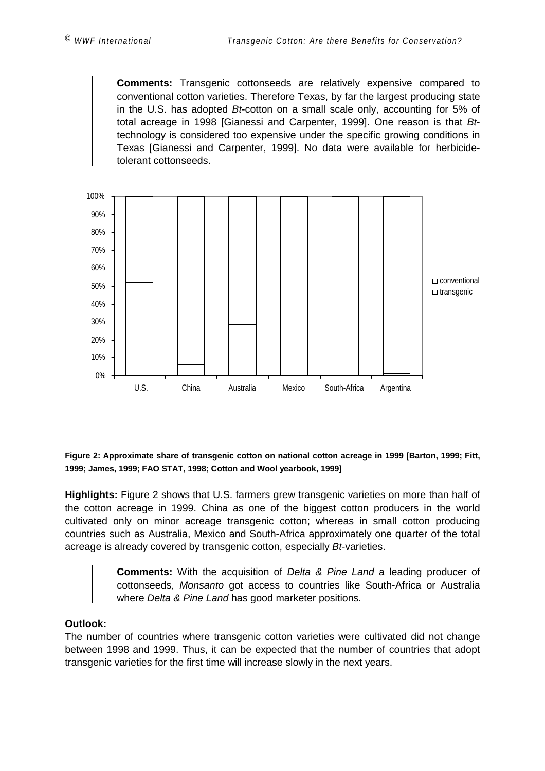**Comments:** Transgenic cottonseeds are relatively expensive compared to conventional cotton varieties. Therefore Texas, by far the largest producing state in the U.S. has adopted *Bt*-cotton on a small scale only, accounting for 5% of total acreage in 1998 [Gianessi and Carpenter, 1999]. One reason is that *Bt*-technology is considered too expensive under the specific growing conditions in Texas [Gianessi and Carpenter, 1999]. No data were available for herbicide-tolerant cottonseeds.

**Figure 2: Approximate share of transgenic cotton on national cotton acreage in 1999 [Barton, 1999; Fitt, 1999; James, 1999; FAO STAT, 1998; Cotton and Wool yearbook, 1999]**

**Highlights:** Figure 2 shows that U.S. farmers grew transgenic varieties on more than half of the cotton acreage in 1999. China as one of the biggest cotton producers in the world cultivated only on minor acreage transgenic cotton; whereas in small cotton producing countries such as Australia, Mexico and South-Africa approximately one quarter of the total acreage is already covered by transgenic cotton, especially *Bt*-varieties.

**Comments:** With the acquisition of *Delta & Pine Land* a leading producer of cottonseeds, *Monsanto* got access to countries like South-Africa or Australia where *Delta & Pine Land* has good marketer positions.

**Outlook:**

The number of countries where transgenic cotton varieties were cultivated did not change between 1998 and 1999. Thus, it can be expected that the number of countries that adopt transgenic varieties for the first time will increase slowly in the next years.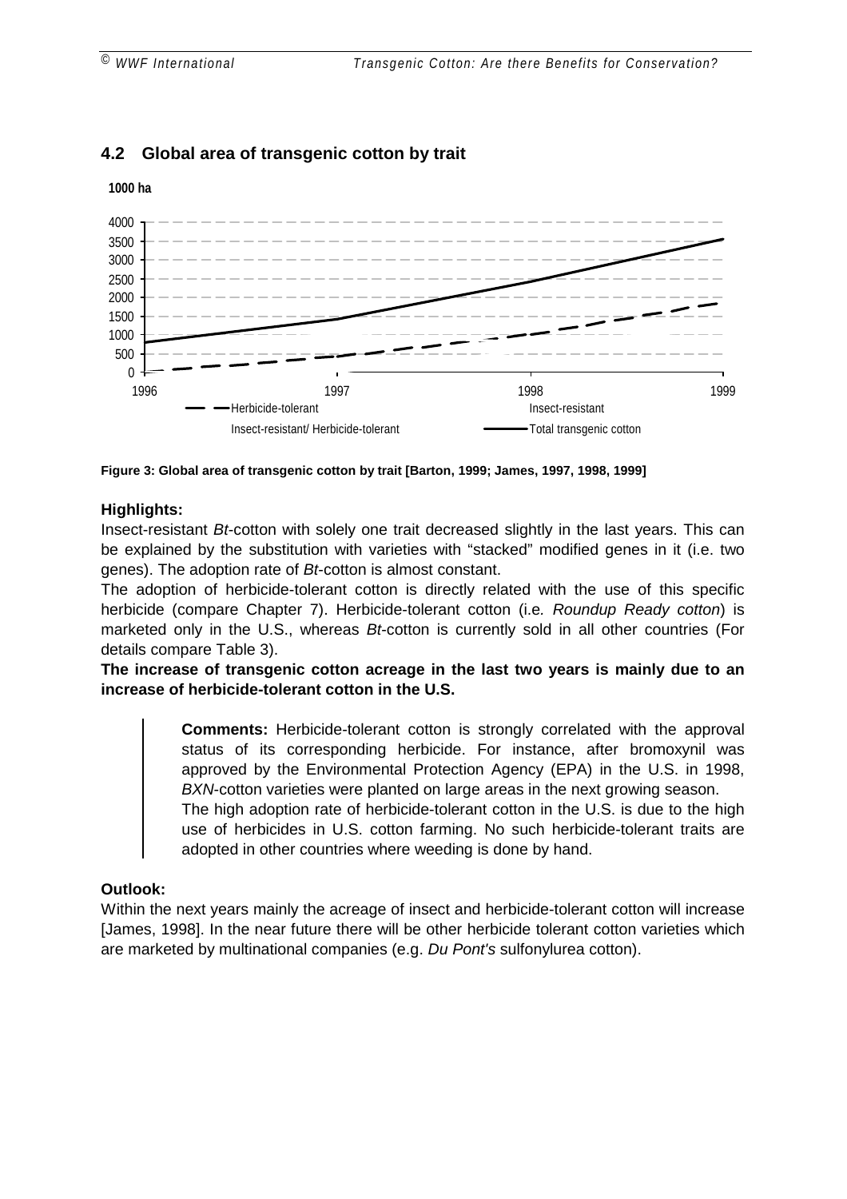## 4.2 Global area of transgenic cotton by trait

Figure 3: Global area of transgenic cotton by trait [Barton, 1999; James, 1997, 1998, 1999]

**Highlights:**

Insect-resistant *Bt*-cotton with solely one trait decreased slightly in the last years. This can be explained by the substitution with varieties with "stacked" modified genes in it (i.e. two genes). The adoption rate of *Bt*-cotton is almost constant.

The adoption of herbicide-tolerant cotton is directly related with the use of this specific herbicide (compare Chapter 7). Herbicide-tolerant cotton (i.e. *Roundup Ready cotton*) is marketed only in the U.S., whereas *Bt*-cotton is currently sold in all other countries (For details compare Table 3).

**The increase of transgenic cotton acreage in the last two years is mainly due to an increase of herbicide-tolerant cotton in the U.S.**

> **Comments:** Herbicide-tolerant cotton is strongly correlated with the approval status of its corresponding herbicide. For instance, after bromoxynil was approved by the Environmental Protection Agency (EPA) in the U.S. in 1998, *BXN*-cotton varieties were planted on large areas in the next growing season.
> The high adoption rate of herbicide-tolerant cotton in the U.S. is due to the high use of herbicides in U.S. cotton farming. No such herbicide-tolerant traits are adopted in other countries where weeding is done by hand.

**Outlook:**

Within the next years mainly the acreage of insect and herbicide-tolerant cotton will increase [James, 1998]. In the near future there will be other herbicide tolerant cotton varieties which are marketed by multinational companies (e.g. *Du Pont's* sulfonylurea cotton).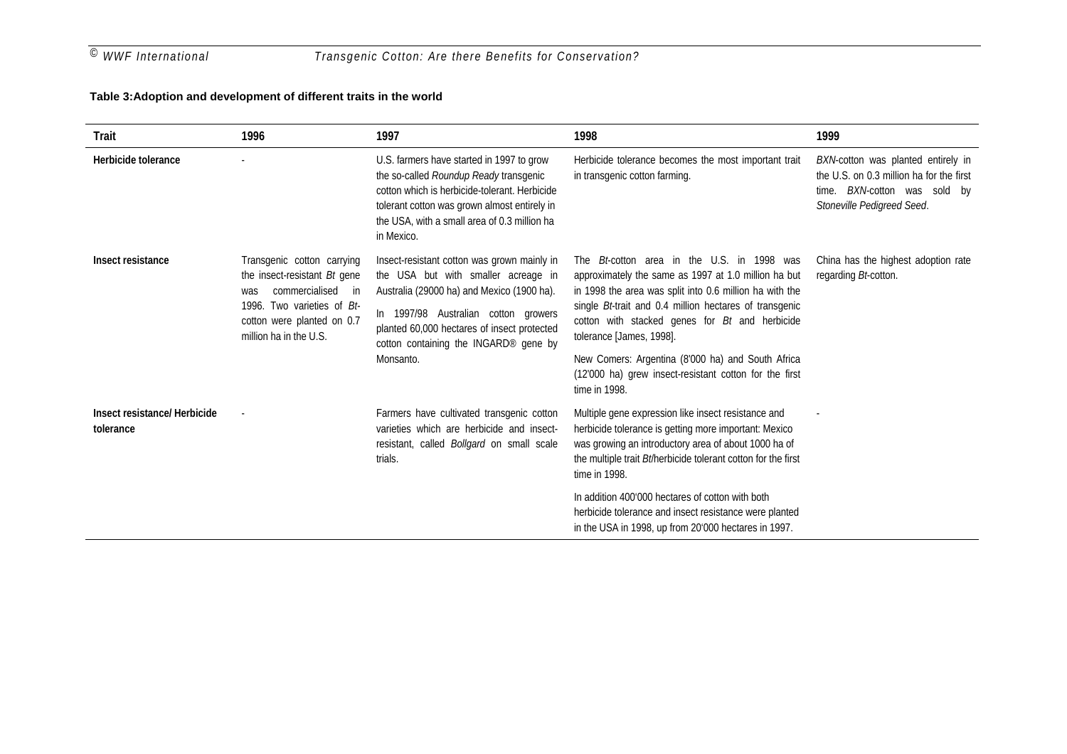**Table 3:Adoption and development of different traits in the world**

| Trait | 1996 | 1997 | 1998 | 1999 |
|---|---|---|---|---|
| **Herbicide tolerance** | - | U.S. farmers have started in 1997 to grow the so-called *Roundup Ready* transgenic cotton which is herbicide-tolerant. Herbicide tolerant cotton was grown almost entirely in the USA, with a small area of 0.3 million ha in Mexico. | Herbicide tolerance becomes the most important trait in transgenic cotton farming. | *BXN*-cotton was planted entirely in the U.S. on 0.3 million ha for the first time. *BXN*-cotton was sold by *Stoneville Pedigreed Seed*. |
| **Insect resistance** | Transgenic cotton carrying the insect-resistant *Bt* gene was commercialised in 1996. Two varieties of *Bt*-cotton were planted on 0.7 million ha in the U.S. | Insect-resistant cotton was grown mainly in the USA but with smaller acreage in Australia (29000 ha) and Mexico (1900 ha). In 1997/98 Australian cotton growers planted 60,000 hectares of insect protected cotton containing the INGARD® gene by Monsanto. | The *Bt*-cotton area in the U.S. in 1998 was approximately the same as 1997 at 1.0 million ha but in 1998 the area was split into 0.6 million ha with the single *Bt*-trait and 0.4 million hectares of transgenic cotton with stacked genes for *Bt* and herbicide tolerance [James, 1998]. New Comers: Argentina (8'000 ha) and South Africa (12'000 ha) grew insect-resistant cotton for the first time in 1998. | China has the highest adoption rate regarding *Bt*-cotton. |
| **Insect resistance/ Herbicide tolerance** | - | Farmers have cultivated transgenic cotton varieties which are herbicide and insect-resistant, called *Bollgard* on small scale trials. | Multiple gene expression like insect resistance and herbicide tolerance is getting more important: Mexico was growing an introductory area of about 1000 ha of the multiple trait *Bt*/herbicide tolerant cotton for the first time in 1998. In addition 400'000 hectares of cotton with both herbicide tolerance and insect resistance were planted in the USA in 1998, up from 20'000 hectares in 1997. | - |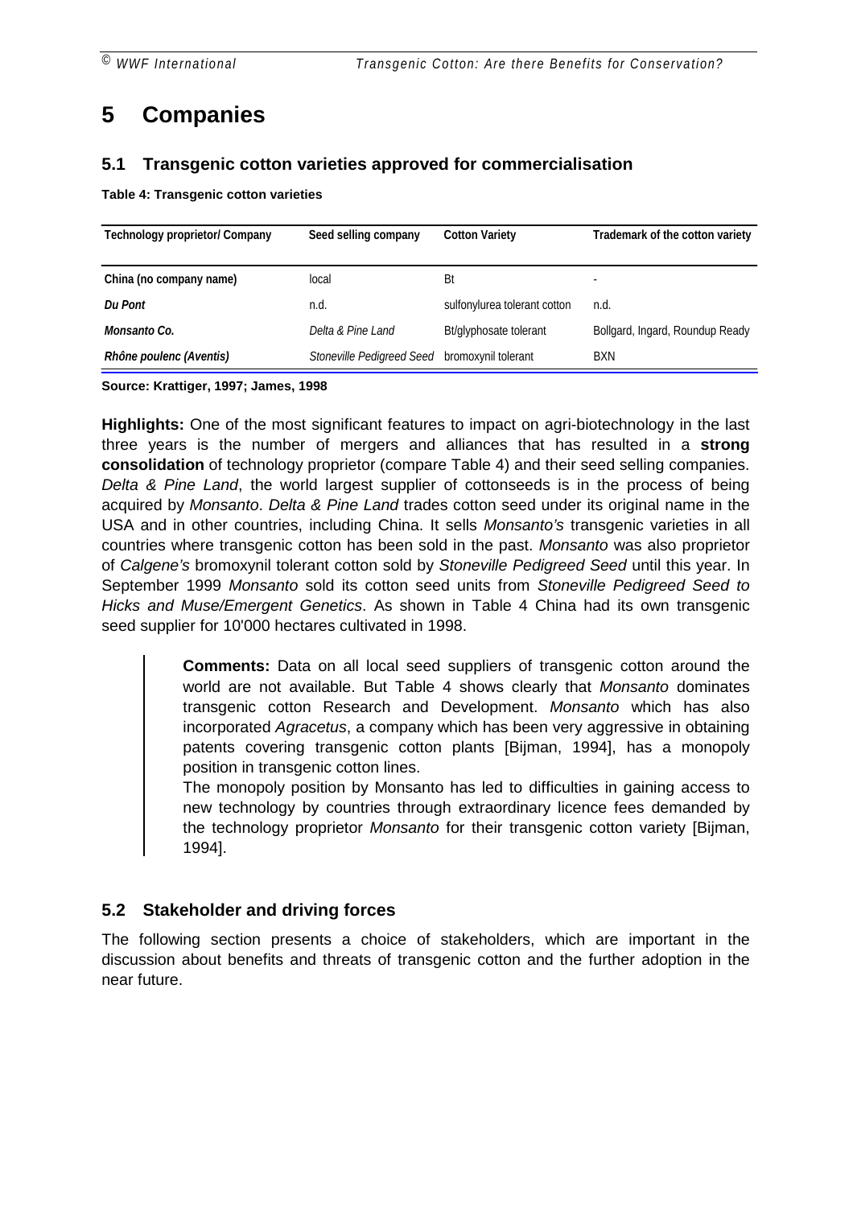# 5 Companies

## 5.1 Transgenic cotton varieties approved for commercialisation

**Table 4: Transgenic cotton varieties**

| Technology proprietor/ Company | Seed selling company | Cotton Variety | Trademark of the cotton variety |
|---|---|---|---|
| China (no company name) | local | Bt | - |
| *Du Pont* | n.d. | sulfonylurea tolerant cotton | n.d. |
| *Monsanto Co.* | *Delta & Pine Land* | Bt/glyphosate tolerant | Bollgard, Ingard, Roundup Ready |
| *Rhône poulenc (Aventis)* | *Stoneville Pedigreed Seed* | bromoxynil tolerant | BXN |

**Source: Krattiger, 1997; James, 1998**

**Highlights:** One of the most significant features to impact on agri-biotechnology in the last three years is the number of mergers and alliances that has resulted in a **strong consolidation** of technology proprietor (compare Table 4) and their seed selling companies. *Delta & Pine Land*, the world largest supplier of cottonseeds is in the process of being acquired by *Monsanto*. *Delta & Pine Land* trades cotton seed under its original name in the USA and in other countries, including China. It sells *Monsanto's* transgenic varieties in all countries where transgenic cotton has been sold in the past. *Monsanto* was also proprietor of *Calgene's* bromoxynil tolerant cotton sold by *Stoneville Pedigreed Seed* until this year. In September 1999 *Monsanto* sold its cotton seed units from *Stoneville Pedigreed Seed to Hicks and Muse/Emergent Genetics*. As shown in Table 4 China had its own transgenic seed supplier for 10'000 hectares cultivated in 1998.

> **Comments:** Data on all local seed suppliers of transgenic cotton around the world are not available. But Table 4 shows clearly that *Monsanto* dominates transgenic cotton Research and Development. *Monsanto* which has also incorporated *Agracetus*, a company which has been very aggressive in obtaining patents covering transgenic cotton plants [Bijman, 1994], has a monopoly position in transgenic cotton lines.
> The monopoly position by Monsanto has led to difficulties in gaining access to new technology by countries through extraordinary licence fees demanded by the technology proprietor *Monsanto* for their transgenic cotton variety [Bijman, 1994].

## 5.2 Stakeholder and driving forces

The following section presents a choice of stakeholders, which are important in the discussion about benefits and threats of transgenic cotton and the further adoption in the near future.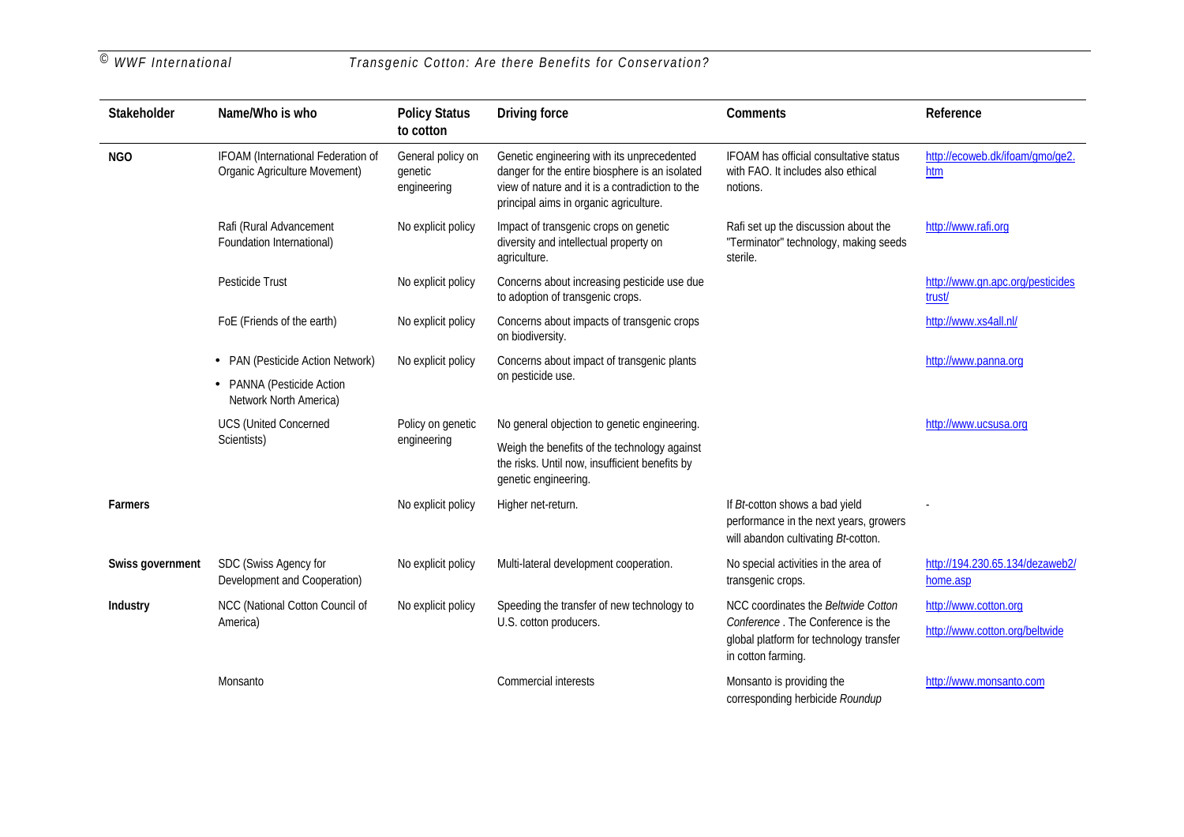| Stakeholder | Name/Who is who | Policy Status to cotton | Driving force | Comments | Reference |
|---|---|---|---|---|---|
| **NGO** | IFOAM (International Federation of Organic Agriculture Movement) | General policy on genetic engineering | Genetic engineering with its unprecedented danger for the entire biosphere is an isolated view of nature and it is a contradiction to the principal aims in organic agriculture. | IFOAM has official consultative status with FAO. It includes also ethical notions. | http://ecoweb.dk/ifoam/gmo/ge2.htm |
| | Rafi (Rural Advancement Foundation International) | No explicit policy | Impact of transgenic crops on genetic diversity and intellectual property on agriculture. | Rafi set up the discussion about the "Terminator" technology, making seeds sterile. | http://www.rafi.org |
| | Pesticide Trust | No explicit policy | Concerns about increasing pesticide use due to adoption of transgenic crops. | | http://www.gn.apc.org/pesticidestrust/ |
| | FoE (Friends of the earth) | No explicit policy | Concerns about impacts of transgenic crops on biodiversity. | | http://www.xs4all.nl/ |
| | • PAN (Pesticide Action Network) <br> • PANNA (Pesticide Action Network North America) | No explicit policy | Concerns about impact of transgenic plants on pesticide use. | | http://www.panna.org |
| | UCS (United Concerned Scientists) | Policy on genetic engineering | No general objection to genetic engineering. <br> Weigh the benefits of the technology against the risks. Until now, insufficient benefits by genetic engineering. | | http://www.ucsusa.org |
| **Farmers** | | No explicit policy | Higher net-return. | If *Bt*-cotton shows a bad yield performance in the next years, growers will abandon cultivating *Bt*-cotton. | - |
| **Swiss government** | SDC (Swiss Agency for Development and Cooperation) | No explicit policy | Multi-lateral development cooperation. | No special activities in the area of transgenic crops. | http://194.230.65.134/dezaweb2/home.asp |
| **Industry** | NCC (National Cotton Council of America) | No explicit policy | Speeding the transfer of new technology to U.S. cotton producers. | NCC coordinates the *Beltwide Cotton Conference* . The Conference is the global platform for technology transfer in cotton farming. | http://www.cotton.org <br> http://www.cotton.org/beltwide |
| | Monsanto | | Commercial interests | Monsanto is providing the corresponding herbicide *Roundup* | http://www.monsanto.com |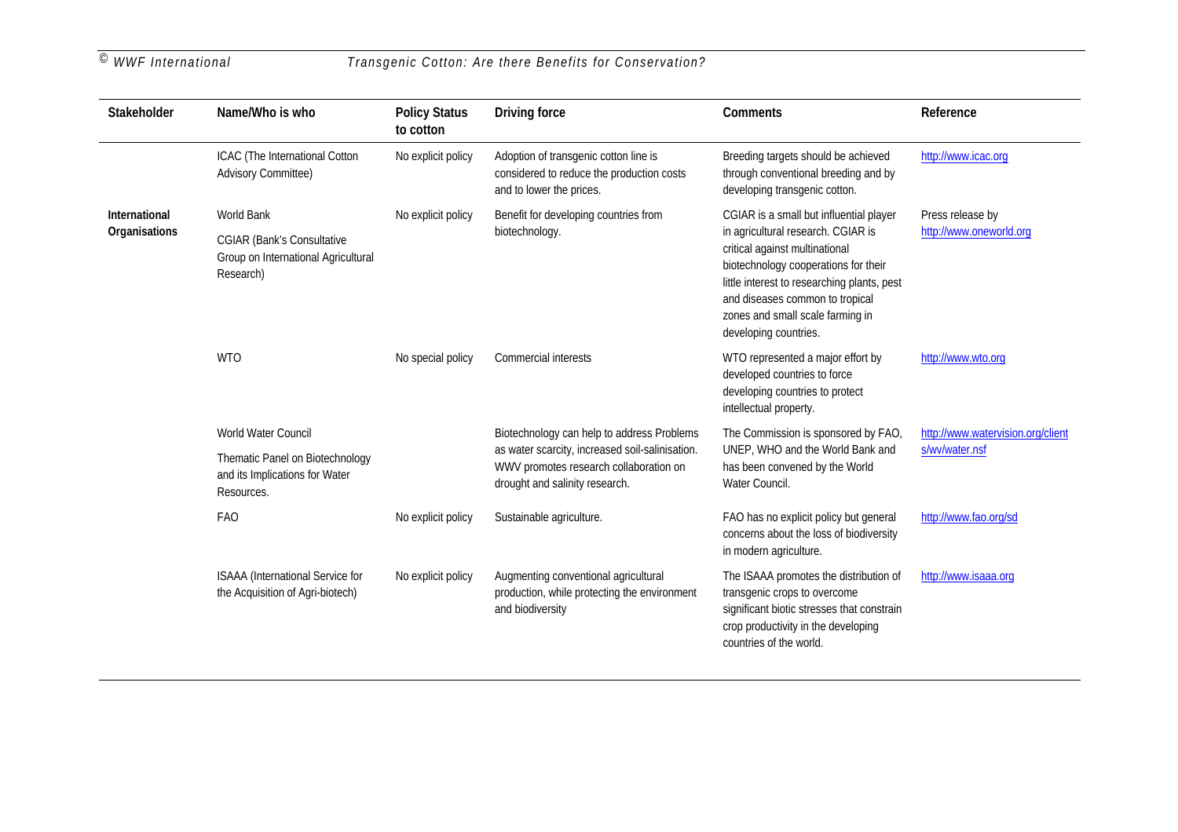| Stakeholder | Name/Who is who | Policy Status to cotton | Driving force | Comments | Reference |
|---|---|---|---|---|---|
| | ICAC (The International Cotton Advisory Committee) | No explicit policy | Adoption of transgenic cotton line is considered to reduce the production costs and to lower the prices. | Breeding targets should be achieved through conventional breeding and by developing transgenic cotton. | http://www.icac.org |
| International Organisations | World Bank<br>CGIAR (Bank's Consultative Group on International Agricultural Research) | No explicit policy | Benefit for developing countries from biotechnology. | CGIAR is a small but influential player in agricultural research. CGIAR is critical against multinational biotechnology cooperations for their little interest to researching plants, pest and diseases common to tropical zones and small scale farming in developing countries. | Press release by http://www.oneworld.org |
| | WTO | No special policy | Commercial interests | WTO represented a major effort by developed countries to force developing countries to protect intellectual property. | http://www.wto.org |
| | World Water Council<br>Thematic Panel on Biotechnology and its Implications for Water Resources. | | Biotechnology can help to address Problems as water scarcity, increased soil-salinisation. WWV promotes research collaboration on drought and salinity research. | The Commission is sponsored by FAO, UNEP, WHO and the World Bank and has been convened by the World Water Council. | http://www.watervision.org/clients/wv/water.nsf |
| | FAO | No explicit policy | Sustainable agriculture. | FAO has no explicit policy but general concerns about the loss of biodiversity in modern agriculture. | http://www.fao.org/sd |
| | ISAAA (International Service for the Acquisition of Agri-biotech) | No explicit policy | Augmenting conventional agricultural production, while protecting the environment and biodiversity | The ISAAA promotes the distribution of transgenic crops to overcome significant biotic stresses that constrain crop productivity in the developing countries of the world. | http://www.isaaa.org |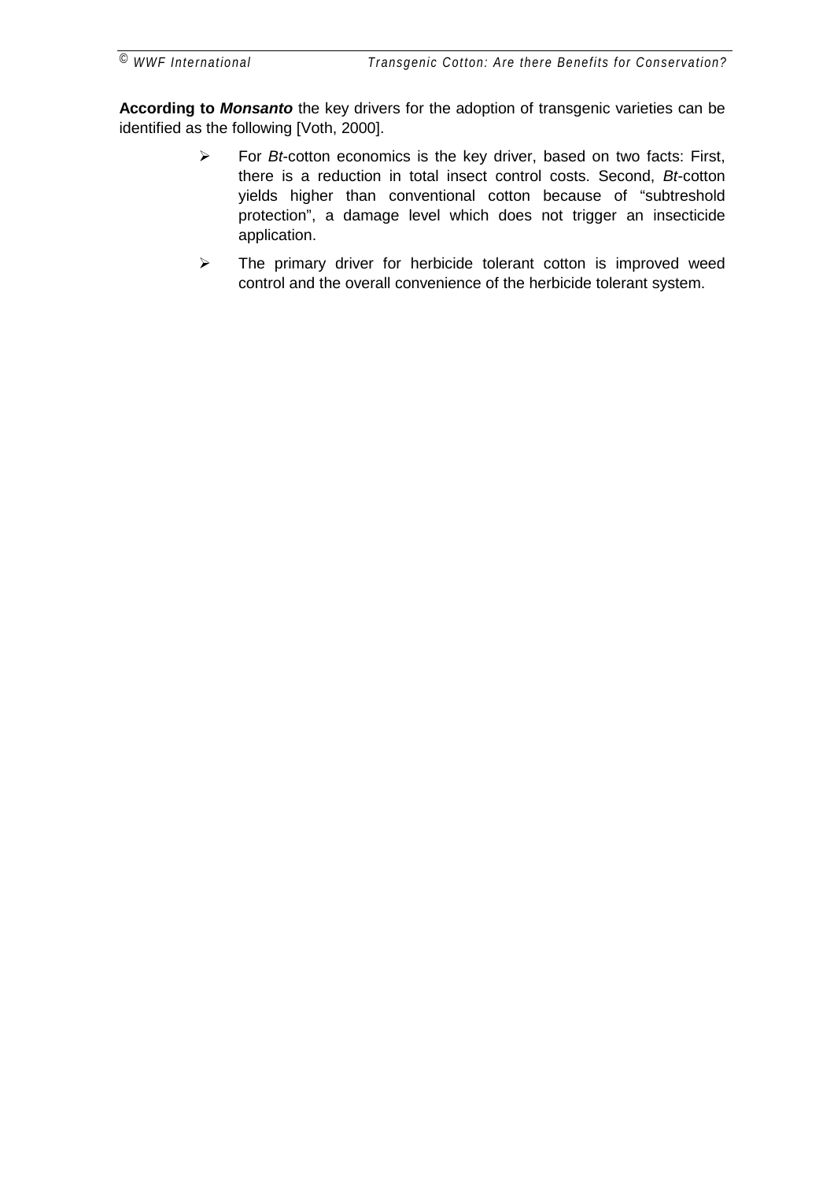**According to *Monsanto*** the key drivers for the adoption of transgenic varieties can be identified as the following [Voth, 2000].

- For *Bt*-cotton economics is the key driver, based on two facts: First, there is a reduction in total insect control costs. Second, *Bt*-cotton yields higher than conventional cotton because of "subtreshold protection", a damage level which does not trigger an insecticide application.
- The primary driver for herbicide tolerant cotton is improved weed control and the overall convenience of the herbicide tolerant system.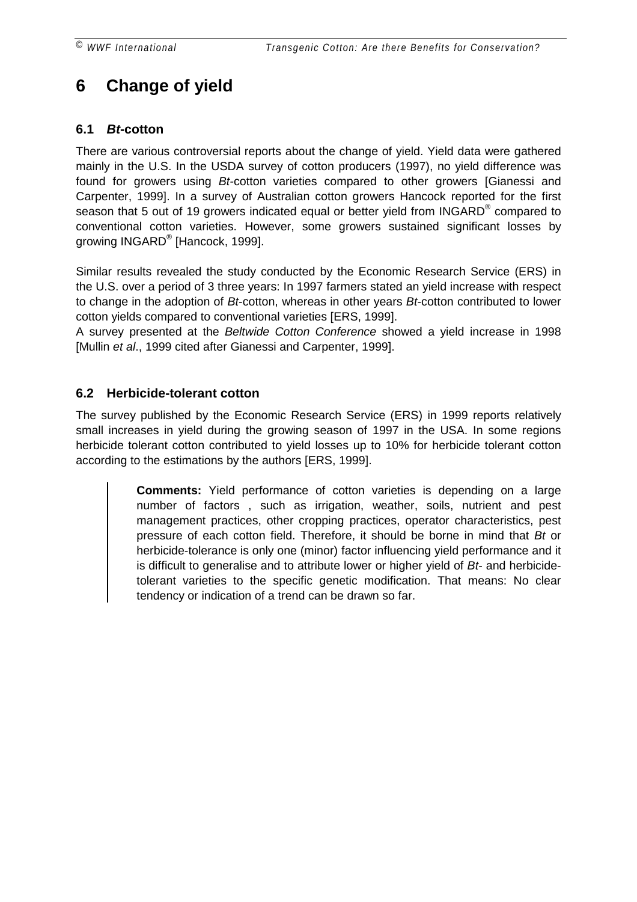# 6 Change of yield

## 6.1 *Bt*-cotton

There are various controversial reports about the change of yield. Yield data were gathered mainly in the U.S. In the USDA survey of cotton producers (1997), no yield difference was found for growers using *Bt*-cotton varieties compared to other growers [Gianessi and Carpenter, 1999]. In a survey of Australian cotton growers Hancock reported for the first season that 5 out of 19 growers indicated equal or better yield from INGARD® compared to conventional cotton varieties. However, some growers sustained significant losses by growing INGARD® [Hancock, 1999].

Similar results revealed the study conducted by the Economic Research Service (ERS) in the U.S. over a period of 3 three years: In 1997 farmers stated an yield increase with respect to change in the adoption of *Bt*-cotton, whereas in other years *Bt*-cotton contributed to lower cotton yields compared to conventional varieties [ERS, 1999].
A survey presented at the *Beltwide Cotton Conference* showed a yield increase in 1998 [Mullin *et al*., 1999 cited after Gianessi and Carpenter, 1999].

## 6.2 Herbicide-tolerant cotton

The survey published by the Economic Research Service (ERS) in 1999 reports relatively small increases in yield during the growing season of 1997 in the USA. In some regions herbicide tolerant cotton contributed to yield losses up to 10% for herbicide tolerant cotton according to the estimations by the authors [ERS, 1999].

> **Comments:** Yield performance of cotton varieties is depending on a large number of factors , such as irrigation, weather, soils, nutrient and pest management practices, other cropping practices, operator characteristics, pest pressure of each cotton field. Therefore, it should be borne in mind that *Bt* or herbicide-tolerance is only one (minor) factor influencing yield performance and it is difficult to generalise and to attribute lower or higher yield of *Bt*- and herbicide-tolerant varieties to the specific genetic modification. That means: No clear tendency or indication of a trend can be drawn so far.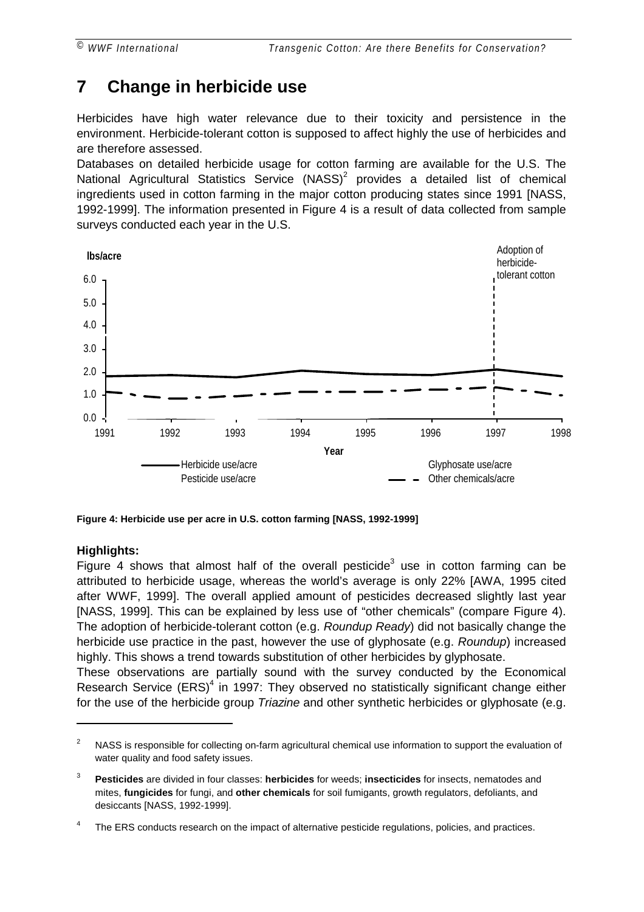# 7 Change in herbicide use

Herbicides have high water relevance due to their toxicity and persistence in the environment. Herbicide-tolerant cotton is supposed to affect highly the use of herbicides and are therefore assessed.

Databases on detailed herbicide usage for cotton farming are available for the U.S. The National Agricultural Statistics Service (NASS)[2] provides a detailed list of chemical ingredients used in cotton farming in the major cotton producing states since 1991 [NASS, 1992-1999]. The information presented in Figure 4 is a result of data collected from sample surveys conducted each year in the U.S.

**Figure 4: Herbicide use per acre in U.S. cotton farming [NASS, 1992-1999]**

### Highlights:

Figure 4 shows that almost half of the overall pesticide[3] use in cotton farming can be attributed to herbicide usage, whereas the world's average is only 22% [AWA, 1995 cited after WWF, 1999]. The overall applied amount of pesticides decreased slightly last year [NASS, 1999]. This can be explained by less use of "other chemicals" (compare Figure 4). The adoption of herbicide-tolerant cotton (e.g. *Roundup Ready*) did not basically change the herbicide use practice in the past, however the use of glyphosate (e.g. *Roundup*) increased highly. This shows a trend towards substitution of other herbicides by glyphosate.

These observations are partially sound with the survey conducted by the Economical Research Service (ERS)[4] in 1997: They observed no statistically significant change either for the use of the herbicide group *Triazine* and other synthetic herbicides or glyphosate (e.g.

---

[2] NASS is responsible for collecting on-farm agricultural chemical use information to support the evaluation of water quality and food safety issues.

[3] **Pesticides** are divided in four classes: **herbicides** for weeds; **insecticides** for insects, nematodes and mites, **fungicides** for fungi, and **other chemicals** for soil fumigants, growth regulators, defoliants, and desiccants [NASS, 1992-1999].

[4] The ERS conducts research on the impact of alternative pesticide regulations, policies, and practices.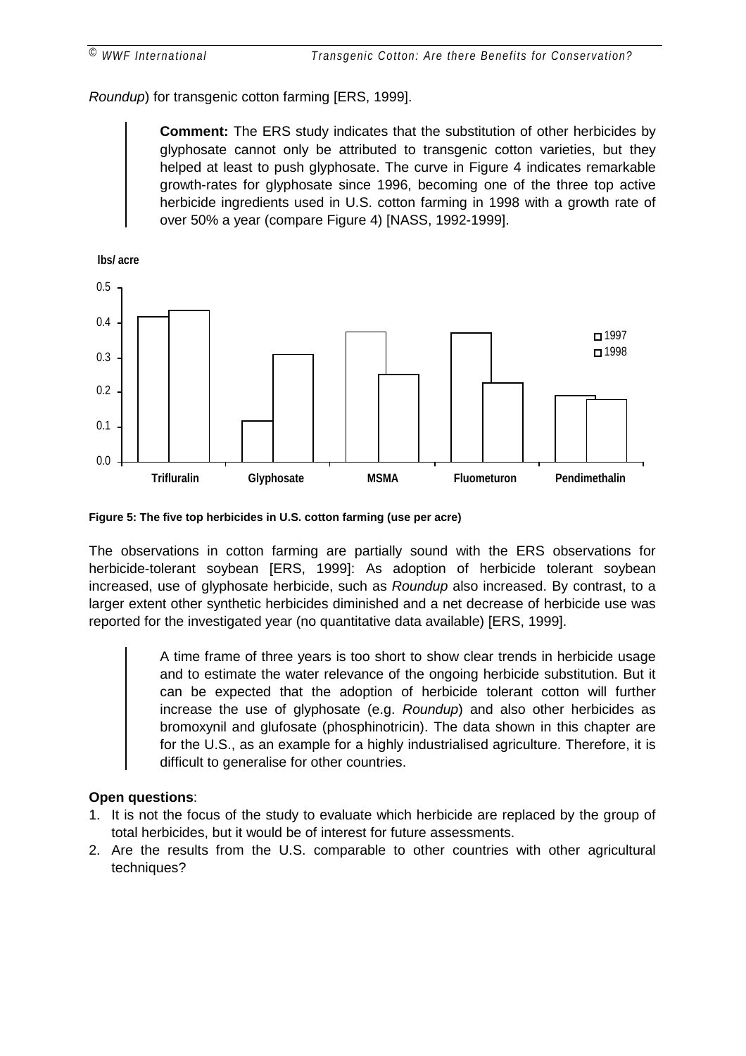Roundup) for transgenic cotton farming [ERS, 1999].

> **Comment:** The ERS study indicates that the substitution of other herbicides by glyphosate cannot only be attributed to transgenic cotton varieties, but they helped at least to push glyphosate. The curve in Figure 4 indicates remarkable growth-rates for glyphosate since 1996, becoming one of the three top active herbicide ingredients used in U.S. cotton farming in 1998 with a growth rate of over 50% a year (compare Figure 4) [NASS, 1992-1999].

lbs/ acre

| Herbicide | 1997 | 1998 |
|---|---|---|
| Trifluralin | 0.42 | 0.44 |
| Glyphosate | 0.12 | 0.31 |
| MSMA | 0.38 | 0.25 |
| Fluometuron | 0.37 | 0.23 |
| Pendimethalin | 0.19 | 0.18 |

**Figure 5: The five top herbicides in U.S. cotton farming (use per acre)**

The observations in cotton farming are partially sound with the ERS observations for herbicide-tolerant soybean [ERS, 1999]: As adoption of herbicide tolerant soybean increased, use of glyphosate herbicide, such as *Roundup* also increased. By contrast, to a larger extent other synthetic herbicides diminished and a net decrease of herbicide use was reported for the investigated year (no quantitative data available) [ERS, 1999].

> A time frame of three years is too short to show clear trends in herbicide usage and to estimate the water relevance of the ongoing herbicide substitution. But it can be expected that the adoption of herbicide tolerant cotton will further increase the use of glyphosate (e.g. *Roundup*) and also other herbicides as bromoxynil and glufosate (phosphinotricin). The data shown in this chapter are for the U.S., as an example for a highly industrialised agriculture. Therefore, it is difficult to generalise for other countries.

**Open questions**:

1. It is not the focus of the study to evaluate which herbicide are replaced by the group of total herbicides, but it would be of interest for future assessments.
2. Are the results from the U.S. comparable to other countries with other agricultural techniques?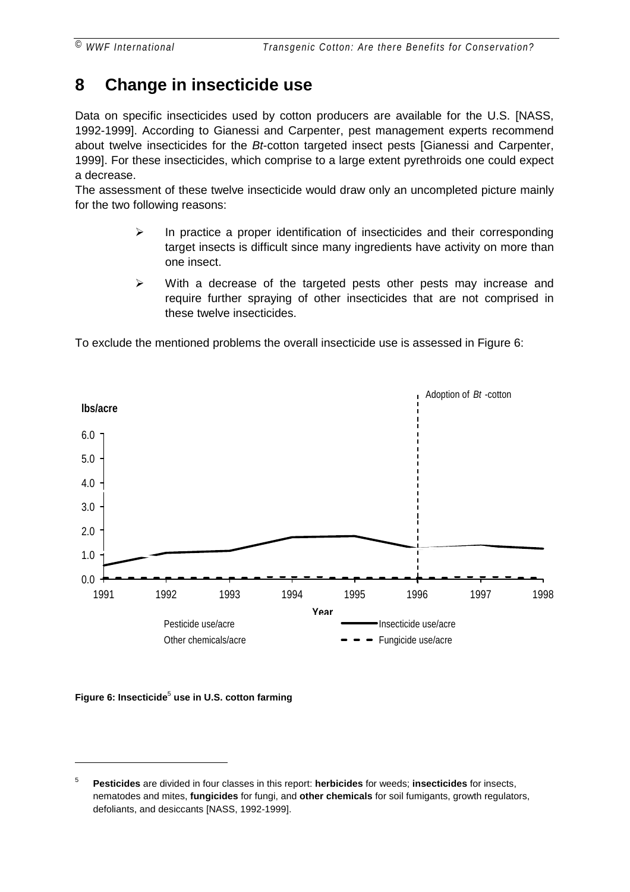# 8 Change in insecticide use

Data on specific insecticides used by cotton producers are available for the U.S. [NASS, 1992-1999]. According to Gianessi and Carpenter, pest management experts recommend about twelve insecticides for the *Bt*-cotton targeted insect pests [Gianessi and Carpenter, 1999]. For these insecticides, which comprise to a large extent pyrethroids one could expect a decrease.

The assessment of these twelve insecticide would draw only an uncompleted picture mainly for the two following reasons:

- In practice a proper identification of insecticides and their corresponding target insects is difficult since many ingredients have activity on more than one insect.
- With a decrease of the targeted pests other pests may increase and require further spraying of other insecticides that are not comprised in these twelve insecticides.

To exclude the mentioned problems the overall insecticide use is assessed in Figure 6:

**Figure 6: Insecticide[5] use in U.S. cotton farming**

[5] **Pesticides** are divided in four classes in this report: **herbicides** for weeds; **insecticides** for insects, nematodes and mites, **fungicides** for fungi, and **other chemicals** for soil fumigants, growth regulators, defoliants, and desiccants [NASS, 1992-1999].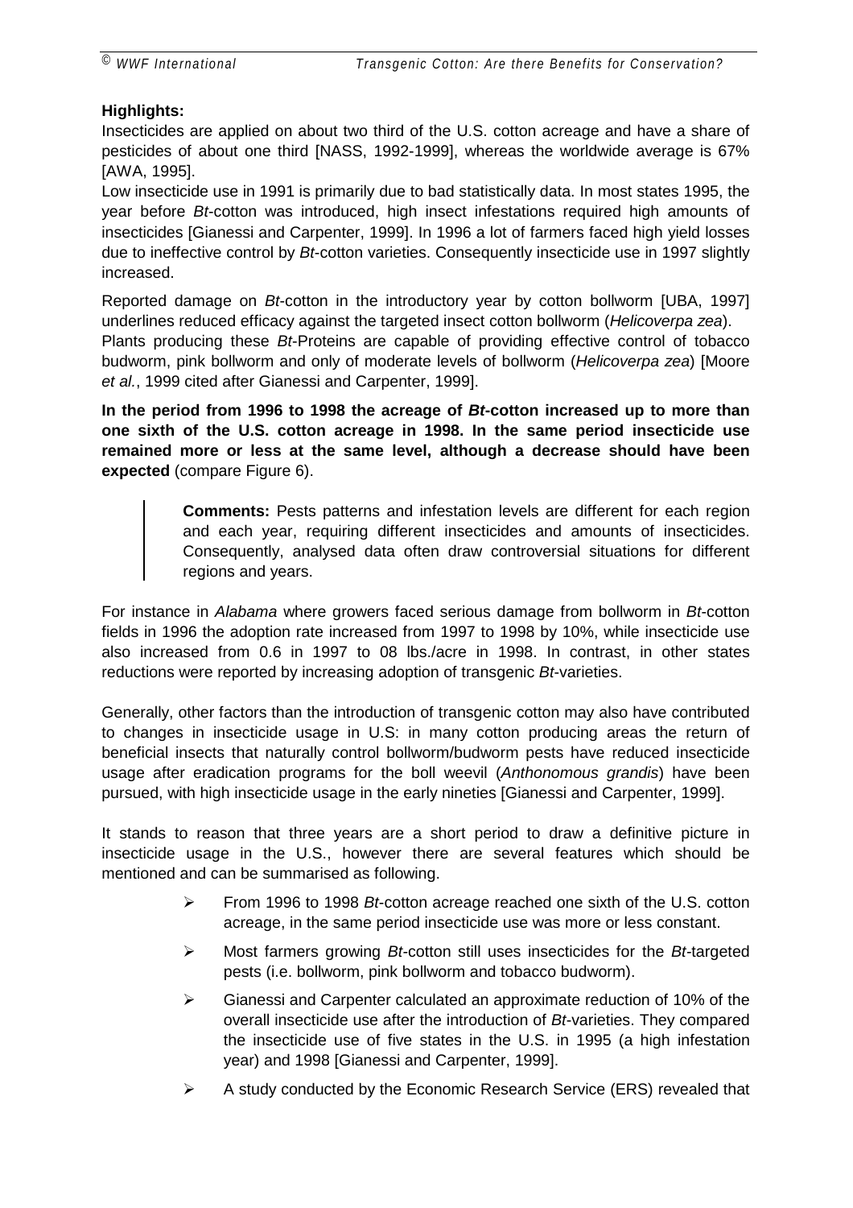**Highlights:**

Insecticides are applied on about two third of the U.S. cotton acreage and have a share of pesticides of about one third [NASS, 1992-1999], whereas the worldwide average is 67% [AWA, 1995].

Low insecticide use in 1991 is primarily due to bad statistically data. In most states 1995, the year before *Bt*-cotton was introduced, high insect infestations required high amounts of insecticides [Gianessi and Carpenter, 1999]. In 1996 a lot of farmers faced high yield losses due to ineffective control by *Bt*-cotton varieties. Consequently insecticide use in 1997 slightly increased.

Reported damage on *Bt*-cotton in the introductory year by cotton bollworm [UBA, 1997] underlines reduced efficacy against the targeted insect cotton bollworm (*Helicoverpa zea*). Plants producing these *Bt*-Proteins are capable of providing effective control of tobacco budworm, pink bollworm and only of moderate levels of bollworm (*Helicoverpa zea*) [Moore *et al.*, 1999 cited after Gianessi and Carpenter, 1999].

**In the period from 1996 to 1998 the acreage of *Bt*-cotton increased up to more than one sixth of the U.S. cotton acreage in 1998. In the same period insecticide use remained more or less at the same level, although a decrease should have been expected** (compare Figure 6).

> **Comments:** Pests patterns and infestation levels are different for each region and each year, requiring different insecticides and amounts of insecticides. Consequently, analysed data often draw controversial situations for different regions and years.

For instance in *Alabama* where growers faced serious damage from bollworm in *Bt*-cotton fields in 1996 the adoption rate increased from 1997 to 1998 by 10%, while insecticide use also increased from 0.6 in 1997 to 08 lbs./acre in 1998. In contrast, in other states reductions were reported by increasing adoption of transgenic *Bt*-varieties.

Generally, other factors than the introduction of transgenic cotton may also have contributed to changes in insecticide usage in U.S: in many cotton producing areas the return of beneficial insects that naturally control bollworm/budworm pests have reduced insecticide usage after eradication programs for the boll weevil (*Anthonomous grandis*) have been pursued, with high insecticide usage in the early nineties [Gianessi and Carpenter, 1999].

It stands to reason that three years are a short period to draw a definitive picture in insecticide usage in the U.S., however there are several features which should be mentioned and can be summarised as following.

- From 1996 to 1998 *Bt*-cotton acreage reached one sixth of the U.S. cotton acreage, in the same period insecticide use was more or less constant.
- Most farmers growing *Bt*-cotton still uses insecticides for the *Bt*-targeted pests (i.e. bollworm, pink bollworm and tobacco budworm).
- Gianessi and Carpenter calculated an approximate reduction of 10% of the overall insecticide use after the introduction of *Bt*-varieties. They compared the insecticide use of five states in the U.S. in 1995 (a high infestation year) and 1998 [Gianessi and Carpenter, 1999].
- A study conducted by the Economic Research Service (ERS) revealed that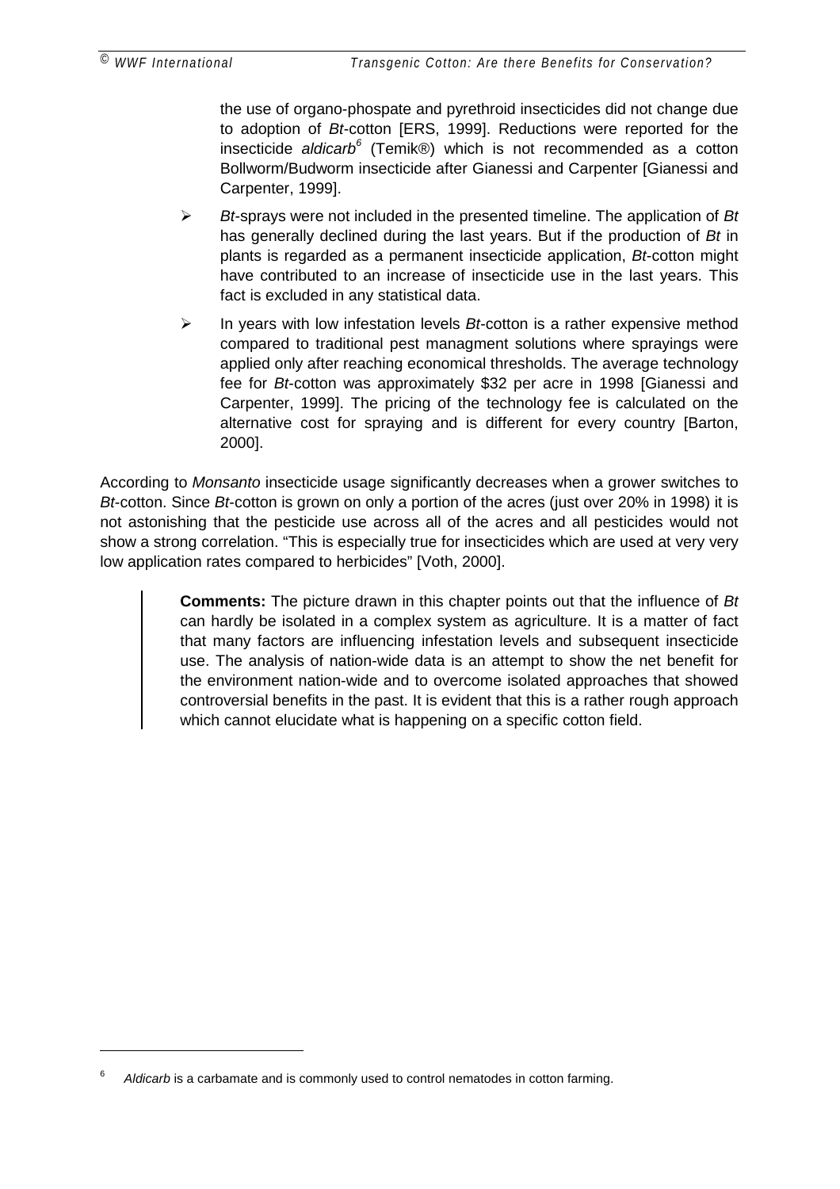the use of organo-phospate and pyrethroid insecticides did not change due to adoption of *Bt*-cotton [ERS, 1999]. Reductions were reported for the insecticide *aldicarb*[6] (Temik®) which is not recommended as a cotton Bollworm/Budworm insecticide after Gianessi and Carpenter [Gianessi and Carpenter, 1999].

- *Bt*-sprays were not included in the presented timeline. The application of *Bt* has generally declined during the last years. But if the production of *Bt* in plants is regarded as a permanent insecticide application, *Bt*-cotton might have contributed to an increase of insecticide use in the last years. This fact is excluded in any statistical data.
- In years with low infestation levels *Bt*-cotton is a rather expensive method compared to traditional pest managment solutions where sprayings were applied only after reaching economical thresholds. The average technology fee for *Bt*-cotton was approximately $32 per acre in 1998 [Gianessi and Carpenter, 1999]. The pricing of the technology fee is calculated on the alternative cost for spraying and is different for every country [Barton, 2000].

According to *Monsanto* insecticide usage significantly decreases when a grower switches to *Bt*-cotton. Since *Bt*-cotton is grown on only a portion of the acres (just over 20% in 1998) it is not astonishing that the pesticide use across all of the acres and all pesticides would not show a strong correlation. "This is especially true for insecticides which are used at very very low application rates compared to herbicides" [Voth, 2000].

> **Comments:** The picture drawn in this chapter points out that the influence of *Bt* can hardly be isolated in a complex system as agriculture. It is a matter of fact that many factors are influencing infestation levels and subsequent insecticide use. The analysis of nation-wide data is an attempt to show the net benefit for the environment nation-wide and to overcome isolated approaches that showed controversial benefits in the past. It is evident that this is a rather rough approach which cannot elucidate what is happening on a specific cotton field.

---

[6] *Aldicarb* is a carbamate and is commonly used to control nematodes in cotton farming.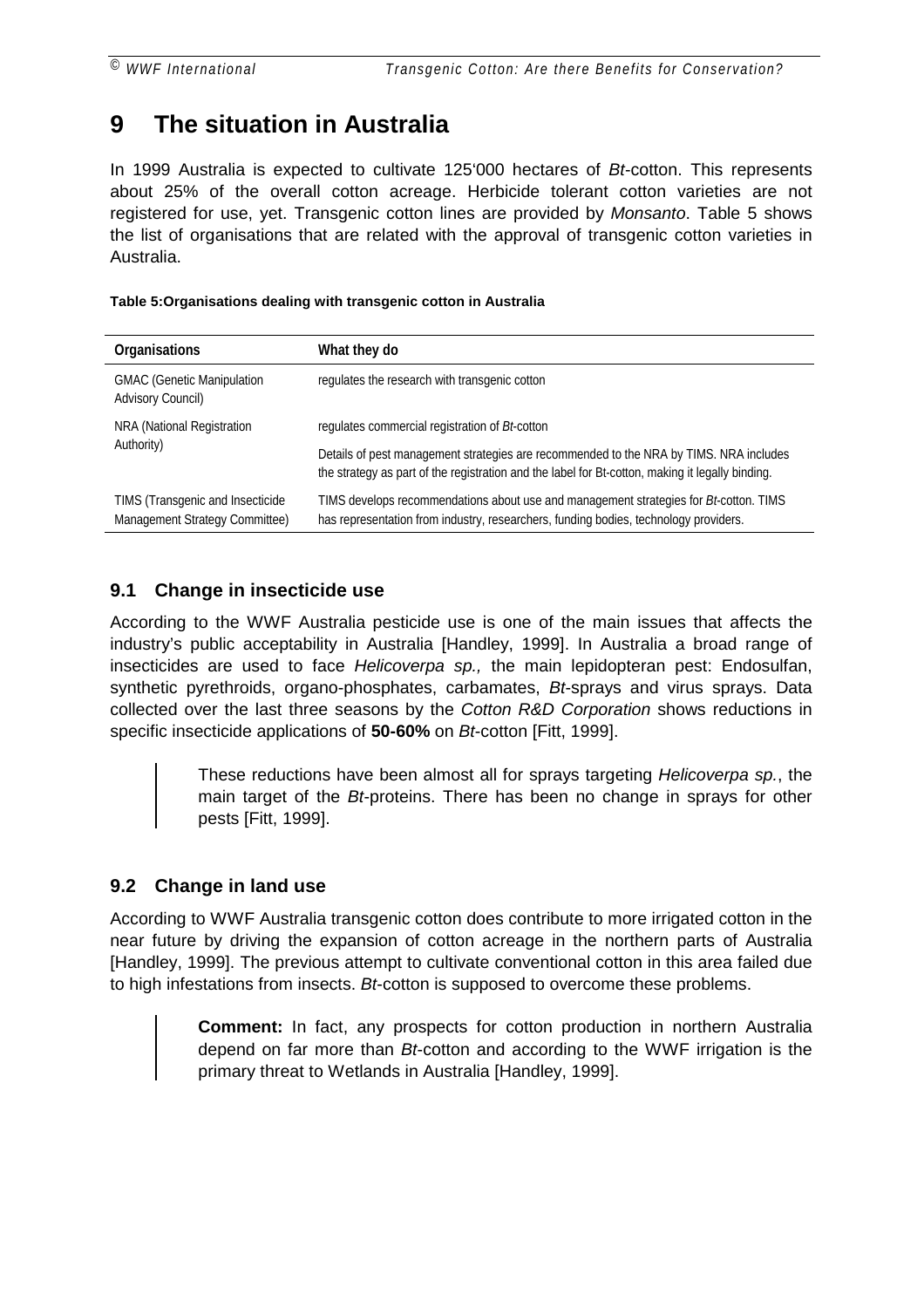# 9 The situation in Australia

In 1999 Australia is expected to cultivate 125'000 hectares of *Bt*-cotton. This represents about 25% of the overall cotton acreage. Herbicide tolerant cotton varieties are not registered for use, yet. Transgenic cotton lines are provided by *Monsanto*. Table 5 shows the list of organisations that are related with the approval of transgenic cotton varieties in Australia.

**Table 5:Organisations dealing with transgenic cotton in Australia**

| Organisations | What they do |
|---|---|
| GMAC (Genetic Manipulation Advisory Council) | regulates the research with transgenic cotton |
| NRA (National Registration Authority) | regulates commercial registration of *Bt*-cotton<br>Details of pest management strategies are recommended to the NRA by TIMS. NRA includes the strategy as part of the registration and the label for Bt-cotton, making it legally binding. |
| TIMS (Transgenic and Insecticide Management Strategy Committee) | TIMS develops recommendations about use and management strategies for *Bt*-cotton. TIMS has representation from industry, researchers, funding bodies, technology providers. |

## 9.1 Change in insecticide use

According to the WWF Australia pesticide use is one of the main issues that affects the industry's public acceptability in Australia [Handley, 1999]. In Australia a broad range of insecticides are used to face *Helicoverpa sp.,* the main lepidopteran pest: Endosulfan, synthetic pyrethroids, organo-phosphates, carbamates, *Bt*-sprays and virus sprays. Data collected over the last three seasons by the *Cotton R&D Corporation* shows reductions in specific insecticide applications of **50-60%** on *Bt*-cotton [Fitt, 1999].

> These reductions have been almost all for sprays targeting *Helicoverpa sp.*, the main target of the *Bt*-proteins. There has been no change in sprays for other pests [Fitt, 1999].

## 9.2 Change in land use

According to WWF Australia transgenic cotton does contribute to more irrigated cotton in the near future by driving the expansion of cotton acreage in the northern parts of Australia [Handley, 1999]. The previous attempt to cultivate conventional cotton in this area failed due to high infestations from insects. *Bt*-cotton is supposed to overcome these problems.

> **Comment:** In fact, any prospects for cotton production in northern Australia depend on far more than *Bt*-cotton and according to the WWF irrigation is the primary threat to Wetlands in Australia [Handley, 1999].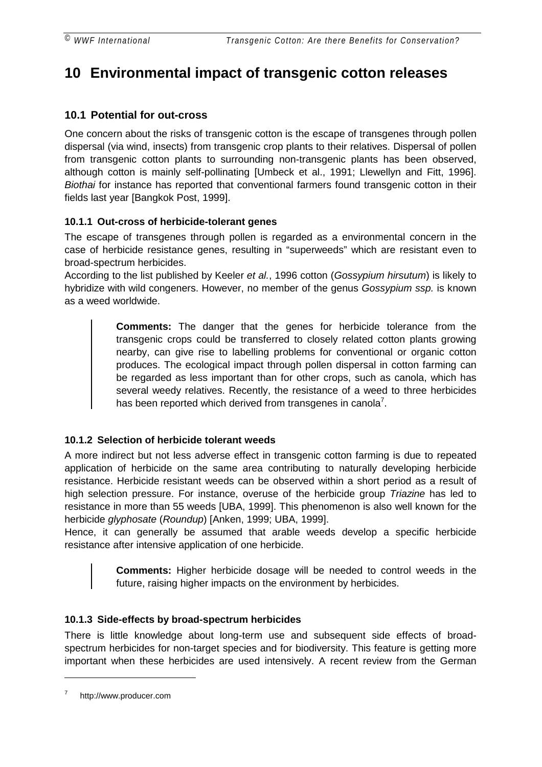# 10 Environmental impact of transgenic cotton releases

## 10.1 Potential for out-cross

One concern about the risks of transgenic cotton is the escape of transgenes through pollen dispersal (via wind, insects) from transgenic crop plants to their relatives. Dispersal of pollen from transgenic cotton plants to surrounding non-transgenic plants has been observed, although cotton is mainly self-pollinating [Umbeck et al., 1991; Llewellyn and Fitt, 1996]. *Biothai* for instance has reported that conventional farmers found transgenic cotton in their fields last year [Bangkok Post, 1999].

### 10.1.1 Out-cross of herbicide-tolerant genes

The escape of transgenes through pollen is regarded as a environmental concern in the case of herbicide resistance genes, resulting in "superweeds" which are resistant even to broad-spectrum herbicides.

According to the list published by Keeler *et al.*, 1996 cotton (*Gossypium hirsutum*) is likely to hybridize with wild congeners. However, no member of the genus *Gossypium ssp.* is known as a weed worldwide.

> **Comments:** The danger that the genes for herbicide tolerance from the transgenic crops could be transferred to closely related cotton plants growing nearby, can give rise to labelling problems for conventional or organic cotton produces. The ecological impact through pollen dispersal in cotton farming can be regarded as less important than for other crops, such as canola, which has several weedy relatives. Recently, the resistance of a weed to three herbicides has been reported which derived from transgenes in canola[7].

### 10.1.2 Selection of herbicide tolerant weeds

A more indirect but not less adverse effect in transgenic cotton farming is due to repeated application of herbicide on the same area contributing to naturally developing herbicide resistance. Herbicide resistant weeds can be observed within a short period as a result of high selection pressure. For instance, overuse of the herbicide group *Triazine* has led to resistance in more than 55 weeds [UBA, 1999]. This phenomenon is also well known for the herbicide *glyphosate* (*Roundup*) [Anken, 1999; UBA, 1999].

Hence, it can generally be assumed that arable weeds develop a specific herbicide resistance after intensive application of one herbicide.

> **Comments:** Higher herbicide dosage will be needed to control weeds in the future, raising higher impacts on the environment by herbicides.

### 10.1.3 Side-effects by broad-spectrum herbicides

There is little knowledge about long-term use and subsequent side effects of broad-spectrum herbicides for non-target species and for biodiversity. This feature is getting more important when these herbicides are used intensively. A recent review from the German

---

[7] http://www.producer.com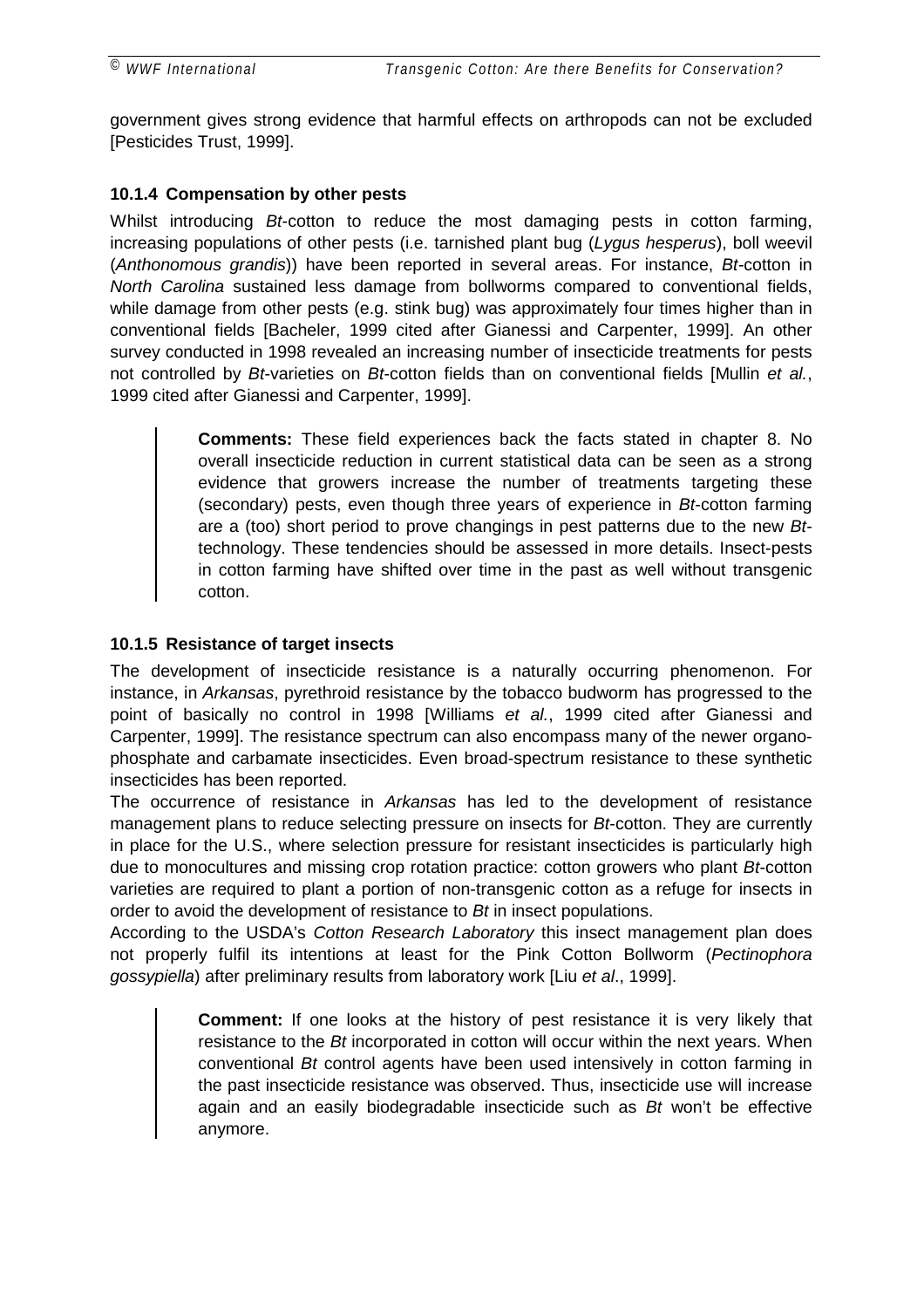government gives strong evidence that harmful effects on arthropods can not be excluded [Pesticides Trust, 1999].

### 10.1.4 Compensation by other pests

Whilst introducing *Bt*-cotton to reduce the most damaging pests in cotton farming, increasing populations of other pests (i.e. tarnished plant bug (*Lygus hesperus*), boll weevil (*Anthonomous grandis*)) have been reported in several areas. For instance, *Bt*-cotton in *North Carolina* sustained less damage from bollworms compared to conventional fields, while damage from other pests (e.g. stink bug) was approximately four times higher than in conventional fields [Bacheler, 1999 cited after Gianessi and Carpenter, 1999]. An other survey conducted in 1998 revealed an increasing number of insecticide treatments for pests not controlled by *Bt*-varieties on *Bt*-cotton fields than on conventional fields [Mullin *et al.*, 1999 cited after Gianessi and Carpenter, 1999].

> **Comments:** These field experiences back the facts stated in chapter 8. No overall insecticide reduction in current statistical data can be seen as a strong evidence that growers increase the number of treatments targeting these (secondary) pests, even though three years of experience in *Bt*-cotton farming are a (too) short period to prove changings in pest patterns due to the new *Bt*-technology. These tendencies should be assessed in more details. Insect-pests in cotton farming have shifted over time in the past as well without transgenic cotton.

### 10.1.5 Resistance of target insects

The development of insecticide resistance is a naturally occurring phenomenon. For instance, in *Arkansas*, pyrethroid resistance by the tobacco budworm has progressed to the point of basically no control in 1998 [Williams *et al.*, 1999 cited after Gianessi and Carpenter, 1999]. The resistance spectrum can also encompass many of the newer organo-phosphate and carbamate insecticides. Even broad-spectrum resistance to these synthetic insecticides has been reported.

The occurrence of resistance in *Arkansas* has led to the development of resistance management plans to reduce selecting pressure on insects for *Bt*-cotton. They are currently in place for the U.S., where selection pressure for resistant insecticides is particularly high due to monocultures and missing crop rotation practice: cotton growers who plant *Bt*-cotton varieties are required to plant a portion of non-transgenic cotton as a refuge for insects in order to avoid the development of resistance to *Bt* in insect populations.

According to the USDA's *Cotton Research Laboratory* this insect management plan does not properly fulfil its intentions at least for the Pink Cotton Bollworm (*Pectinophora gossypiella*) after preliminary results from laboratory work [Liu *et al*., 1999].

> **Comment:** If one looks at the history of pest resistance it is very likely that resistance to the *Bt* incorporated in cotton will occur within the next years. When conventional *Bt* control agents have been used intensively in cotton farming in the past insecticide resistance was observed. Thus, insecticide use will increase again and an easily biodegradable insecticide such as *Bt* won't be effective anymore.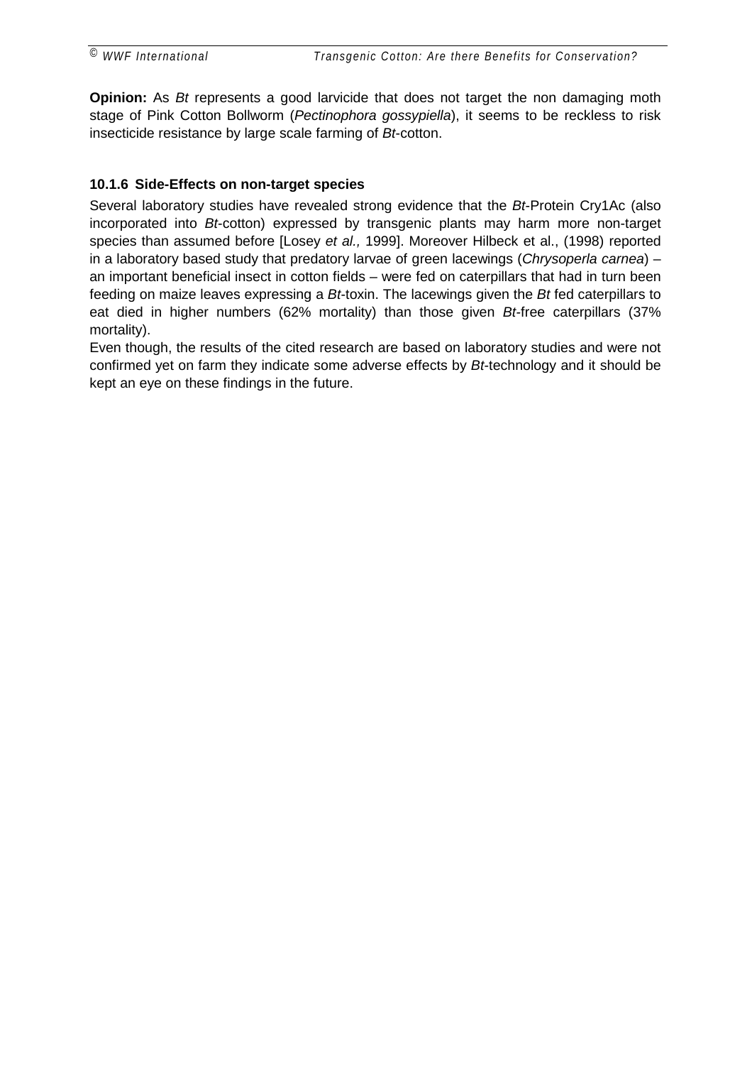**Opinion:** As *Bt* represents a good larvicide that does not target the non damaging moth stage of Pink Cotton Bollworm (*Pectinophora gossypiella*), it seems to be reckless to risk insecticide resistance by large scale farming of *Bt*-cotton.

#### 10.1.6 Side-Effects on non-target species

Several laboratory studies have revealed strong evidence that the *Bt*-Protein Cry1Ac (also incorporated into *Bt*-cotton) expressed by transgenic plants may harm more non-target species than assumed before [Losey *et al.,* 1999]. Moreover Hilbeck et al., (1998) reported in a laboratory based study that predatory larvae of green lacewings (*Chrysoperla carnea*) – an important beneficial insect in cotton fields – were fed on caterpillars that had in turn been feeding on maize leaves expressing a *Bt*-toxin. The lacewings given the *Bt* fed caterpillars to eat died in higher numbers (62% mortality) than those given *Bt*-free caterpillars (37% mortality).

Even though, the results of the cited research are based on laboratory studies and were not confirmed yet on farm they indicate some adverse effects by *Bt*-technology and it should be kept an eye on these findings in the future.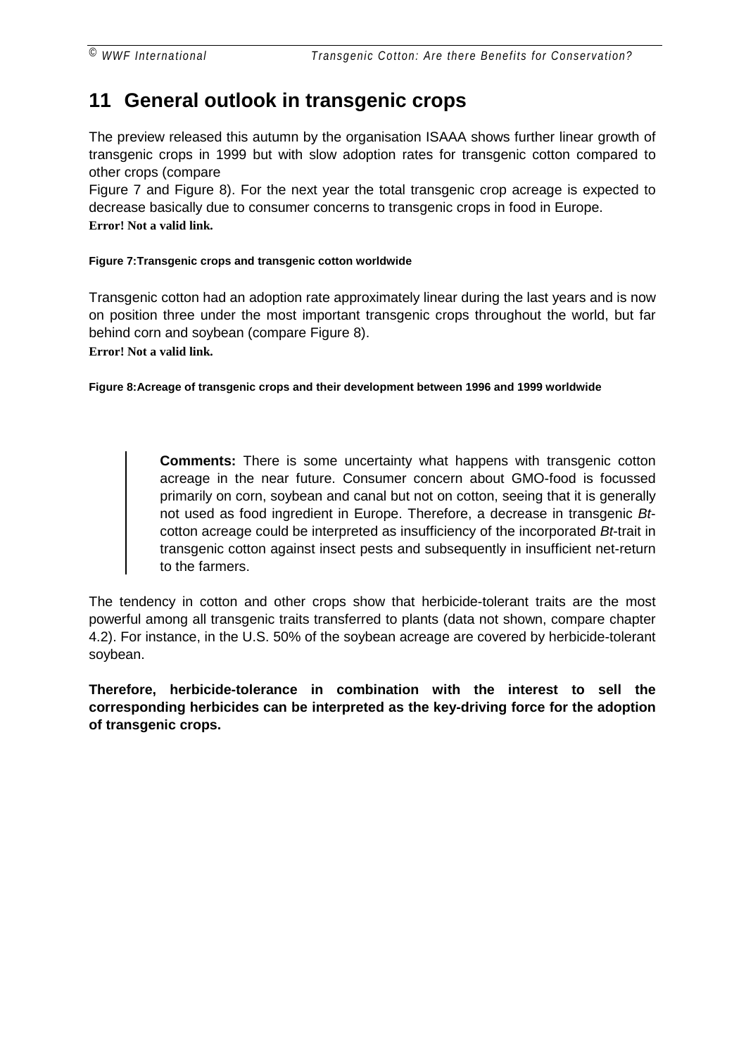# 11 General outlook in transgenic crops

The preview released this autumn by the organisation ISAAA shows further linear growth of transgenic crops in 1999 but with slow adoption rates for transgenic cotton compared to other crops (compare

Figure 7 and Figure 8). For the next year the total transgenic crop acreage is expected to decrease basically due to consumer concerns to transgenic crops in food in Europe.

**Error! Not a valid link.**

**Figure 7:Transgenic crops and transgenic cotton worldwide**

Transgenic cotton had an adoption rate approximately linear during the last years and is now on position three under the most important transgenic crops throughout the world, but far behind corn and soybean (compare Figure 8).

**Error! Not a valid link.**

**Figure 8:Acreage of transgenic crops and their development between 1996 and 1999 worldwide**

> **Comments:** There is some uncertainty what happens with transgenic cotton acreage in the near future. Consumer concern about GMO-food is focussed primarily on corn, soybean and canal but not on cotton, seeing that it is generally not used as food ingredient in Europe. Therefore, a decrease in transgenic *Bt*-cotton acreage could be interpreted as insufficiency of the incorporated *Bt*-trait in transgenic cotton against insect pests and subsequently in insufficient net-return to the farmers.

The tendency in cotton and other crops show that herbicide-tolerant traits are the most powerful among all transgenic traits transferred to plants (data not shown, compare chapter 4.2). For instance, in the U.S. 50% of the soybean acreage are covered by herbicide-tolerant soybean.

**Therefore, herbicide-tolerance in combination with the interest to sell the corresponding herbicides can be interpreted as the key-driving force for the adoption of transgenic crops.**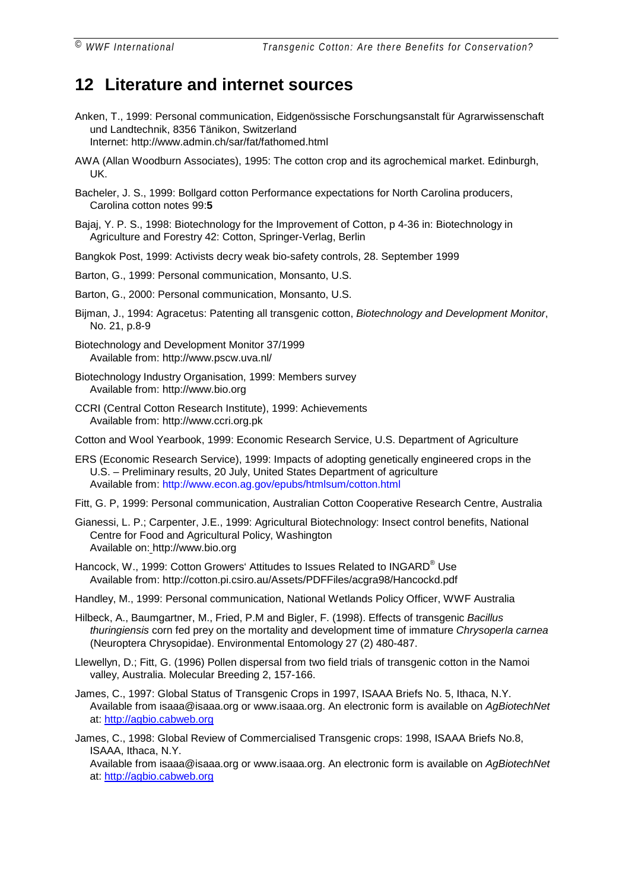## 12 Literature and internet sources

Anken, T., 1999: Personal communication, Eidgenössische Forschungsanstalt für Agrarwissenschaft und Landtechnik, 8356 Tänikon, Switzerland
Internet: http://www.admin.ch/sar/fat/fathomed.html

AWA (Allan Woodburn Associates), 1995: The cotton crop and its agrochemical market. Edinburgh, UK.

Bacheler, J. S., 1999: Bollgard cotton Performance expectations for North Carolina producers, Carolina cotton notes 99:**5**

Bajaj, Y. P. S., 1998: Biotechnology for the Improvement of Cotton, p 4-36 in: Biotechnology in Agriculture and Forestry 42: Cotton, Springer-Verlag, Berlin

Bangkok Post, 1999: Activists decry weak bio-safety controls, 28. September 1999

Barton, G., 1999: Personal communication, Monsanto, U.S.

Barton, G., 2000: Personal communication, Monsanto, U.S.

Bijman, J., 1994: Agracetus: Patenting all transgenic cotton, *Biotechnology and Development Monitor*, No. 21, p.8-9

Biotechnology and Development Monitor 37/1999
Available from: http://www.pscw.uva.nl/

Biotechnology Industry Organisation, 1999: Members survey
Available from: http://www.bio.org

CCRI (Central Cotton Research Institute), 1999: Achievements
Available from: http://www.ccri.org.pk

Cotton and Wool Yearbook, 1999: Economic Research Service, U.S. Department of Agriculture

ERS (Economic Research Service), 1999: Impacts of adopting genetically engineered crops in the U.S. – Preliminary results, 20 July, United States Department of agriculture
Available from: http://www.econ.ag.gov/epubs/htmlsum/cotton.html

Fitt, G. P, 1999: Personal communication, Australian Cotton Cooperative Research Centre, Australia

Gianessi, L. P.; Carpenter, J.E., 1999: Agricultural Biotechnology: Insect control benefits, National Centre for Food and Agricultural Policy, Washington
Available on: http://www.bio.org

Hancock, W., 1999: Cotton Growers' Attitudes to Issues Related to INGARD® Use
Available from: http://cotton.pi.csiro.au/Assets/PDFFiles/acgra98/Hancockd.pdf

Handley, M., 1999: Personal communication, National Wetlands Policy Officer, WWF Australia

Hilbeck, A., Baumgartner, M., Fried, P.M and Bigler, F. (1998). Effects of transgenic *Bacillus thuringiensis* corn fed prey on the mortality and development time of immature *Chrysoperla carnea* (Neuroptera Chrysopidae). Environmental Entomology 27 (2) 480-487.

Llewellyn, D.; Fitt, G. (1996) Pollen dispersal from two field trials of transgenic cotton in the Namoi valley, Australia. Molecular Breeding 2, 157-166.

James, C., 1997: Global Status of Transgenic Crops in 1997, ISAAA Briefs No. 5, Ithaca, N.Y.
Available from isaaa@isaaa.org or www.isaaa.org. An electronic form is available on *AgBiotechNet* at: http://agbio.cabweb.org

James, C., 1998: Global Review of Commercialised Transgenic crops: 1998, ISAAA Briefs No.8, ISAAA, Ithaca, N.Y.
Available from isaaa@isaaa.org or www.isaaa.org. An electronic form is available on *AgBiotechNet* at: http://agbio.cabweb.org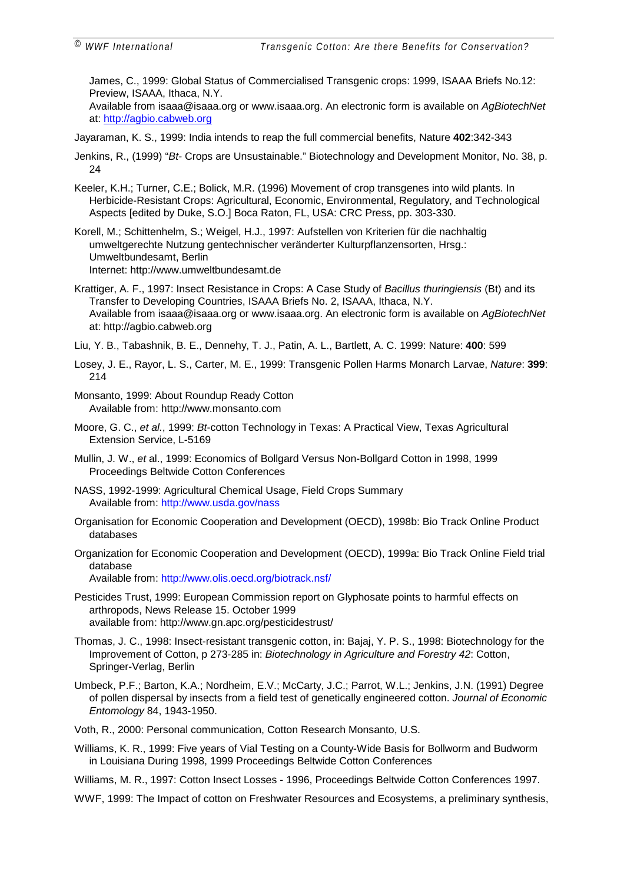James, C., 1999: Global Status of Commercialised Transgenic crops: 1999, ISAAA Briefs No.12: Preview, ISAAA, Ithaca, N.Y.
Available from isaaa@isaaa.org or www.isaaa.org. An electronic form is available on *AgBiotechNet* at: http://agbio.cabweb.org

Jayaraman, K. S., 1999: India intends to reap the full commercial benefits, Nature **402**:342-343

Jenkins, R., (1999) "*Bt*- Crops are Unsustainable." Biotechnology and Development Monitor, No. 38, p. 24

Keeler, K.H.; Turner, C.E.; Bolick, M.R. (1996) Movement of crop transgenes into wild plants. In Herbicide-Resistant Crops: Agricultural, Economic, Environmental, Regulatory, and Technological Aspects [edited by Duke, S.O.] Boca Raton, FL, USA: CRC Press, pp. 303-330.

Korell, M.; Schittenhelm, S.; Weigel, H.J., 1997: Aufstellen von Kriterien für die nachhaltig umweltgerechte Nutzung gentechnischer veränderter Kulturpflanzensorten, Hrsg.: Umweltbundesamt, Berlin
Internet: http://www.umweltbundesamt.de

Krattiger, A. F., 1997: Insect Resistance in Crops: A Case Study of *Bacillus thuringiensis* (Bt) and its Transfer to Developing Countries, ISAAA Briefs No. 2, ISAAA, Ithaca, N.Y.
Available from isaaa@isaaa.org or www.isaaa.org. An electronic form is available on *AgBiotechNet* at: http://agbio.cabweb.org

Liu, Y. B., Tabashnik, B. E., Dennehy, T. J., Patin, A. L., Bartlett, A. C. 1999: Nature: **400**: 599

Losey, J. E., Rayor, L. S., Carter, M. E., 1999: Transgenic Pollen Harms Monarch Larvae, *Nature*: **399**: 214

Monsanto, 1999: About Roundup Ready Cotton
Available from: http://www.monsanto.com

Moore, G. C., *et al.*, 1999: *Bt*-cotton Technology in Texas: A Practical View, Texas Agricultural Extension Service, L-5169

Mullin, J. W., *et* al., 1999: Economics of Bollgard Versus Non-Bollgard Cotton in 1998, 1999 Proceedings Beltwide Cotton Conferences

NASS, 1992-1999: Agricultural Chemical Usage, Field Crops Summary
Available from: http://www.usda.gov/nass

Organisation for Economic Cooperation and Development (OECD), 1998b: Bio Track Online Product databases

Organization for Economic Cooperation and Development (OECD), 1999a: Bio Track Online Field trial database
Available from: http://www.olis.oecd.org/biotrack.nsf/

Pesticides Trust, 1999: European Commission report on Glyphosate points to harmful effects on arthropods, News Release 15. October 1999
available from: http://www.gn.apc.org/pesticidestrust/

Thomas, J. C., 1998: Insect-resistant transgenic cotton, in: Bajaj, Y. P. S., 1998: Biotechnology for the Improvement of Cotton, p 273-285 in: *Biotechnology in Agriculture and Forestry 42*: Cotton, Springer-Verlag, Berlin

Umbeck, P.F.; Barton, K.A.; Nordheim, E.V.; McCarty, J.C.; Parrot, W.L.; Jenkins, J.N. (1991) Degree of pollen dispersal by insects from a field test of genetically engineered cotton. *Journal of Economic Entomology* 84, 1943-1950.

Voth, R., 2000: Personal communication, Cotton Research Monsanto, U.S.

Williams, K. R., 1999: Five years of Vial Testing on a County-Wide Basis for Bollworm and Budworm in Louisiana During 1998, 1999 Proceedings Beltwide Cotton Conferences

Williams, M. R., 1997: Cotton Insect Losses - 1996, Proceedings Beltwide Cotton Conferences 1997.

WWF, 1999: The Impact of cotton on Freshwater Resources and Ecosystems, a preliminary synthesis,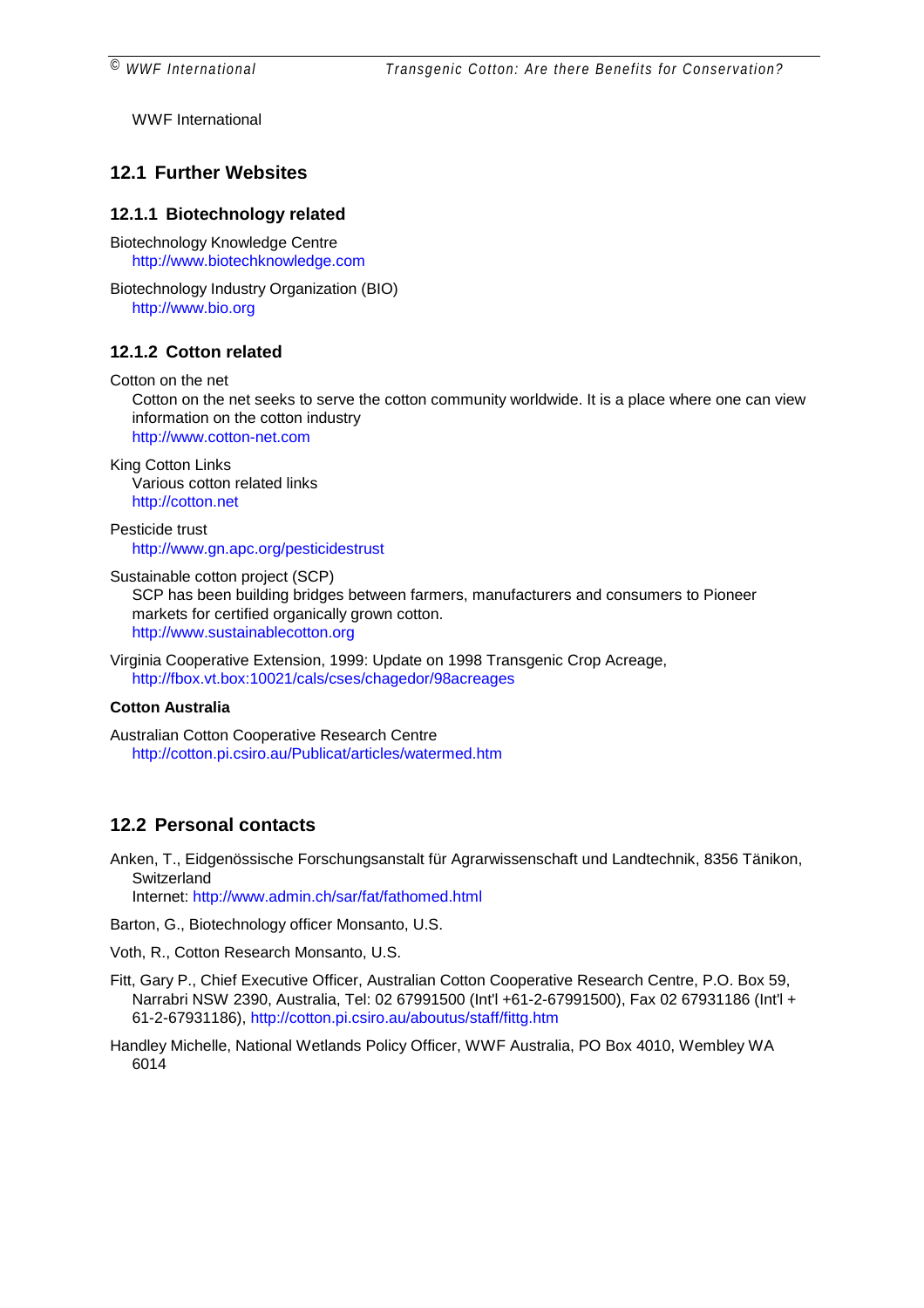WWF International

## 12.1 Further Websites

### 12.1.1 Biotechnology related

Biotechnology Knowledge Centre
http://www.biotechknowledge.com

Biotechnology Industry Organization (BIO)
http://www.bio.org

### 12.1.2 Cotton related

Cotton on the net
Cotton on the net seeks to serve the cotton community worldwide. It is a place where one can view information on the cotton industry
http://www.cotton-net.com

King Cotton Links
Various cotton related links
http://cotton.net

Pesticide trust
http://www.gn.apc.org/pesticidestrust

Sustainable cotton project (SCP)
SCP has been building bridges between farmers, manufacturers and consumers to Pioneer markets for certified organically grown cotton.
http://www.sustainablecotton.org

Virginia Cooperative Extension, 1999: Update on 1998 Transgenic Crop Acreage,
http://fbox.vt.box:10021/cals/cses/chagedor/98acreages

**Cotton Australia**

Australian Cotton Cooperative Research Centre
http://cotton.pi.csiro.au/Publicat/articles/watermed.htm

## 12.2 Personal contacts

Anken, T., Eidgenössische Forschungsanstalt für Agrarwissenschaft und Landtechnik, 8356 Tänikon, Switzerland
Internet: http://www.admin.ch/sar/fat/fathomed.html

Barton, G., Biotechnology officer Monsanto, U.S.

Voth, R., Cotton Research Monsanto, U.S.

Fitt, Gary P., Chief Executive Officer, Australian Cotton Cooperative Research Centre, P.O. Box 59, Narrabri NSW 2390, Australia, Tel: 02 67991500 (Int'l +61-2-67991500), Fax 02 67931186 (Int'l + 61-2-67931186), http://cotton.pi.csiro.au/aboutus/staff/fittg.htm

Handley Michelle, National Wetlands Policy Officer, WWF Australia, PO Box 4010, Wembley WA 6014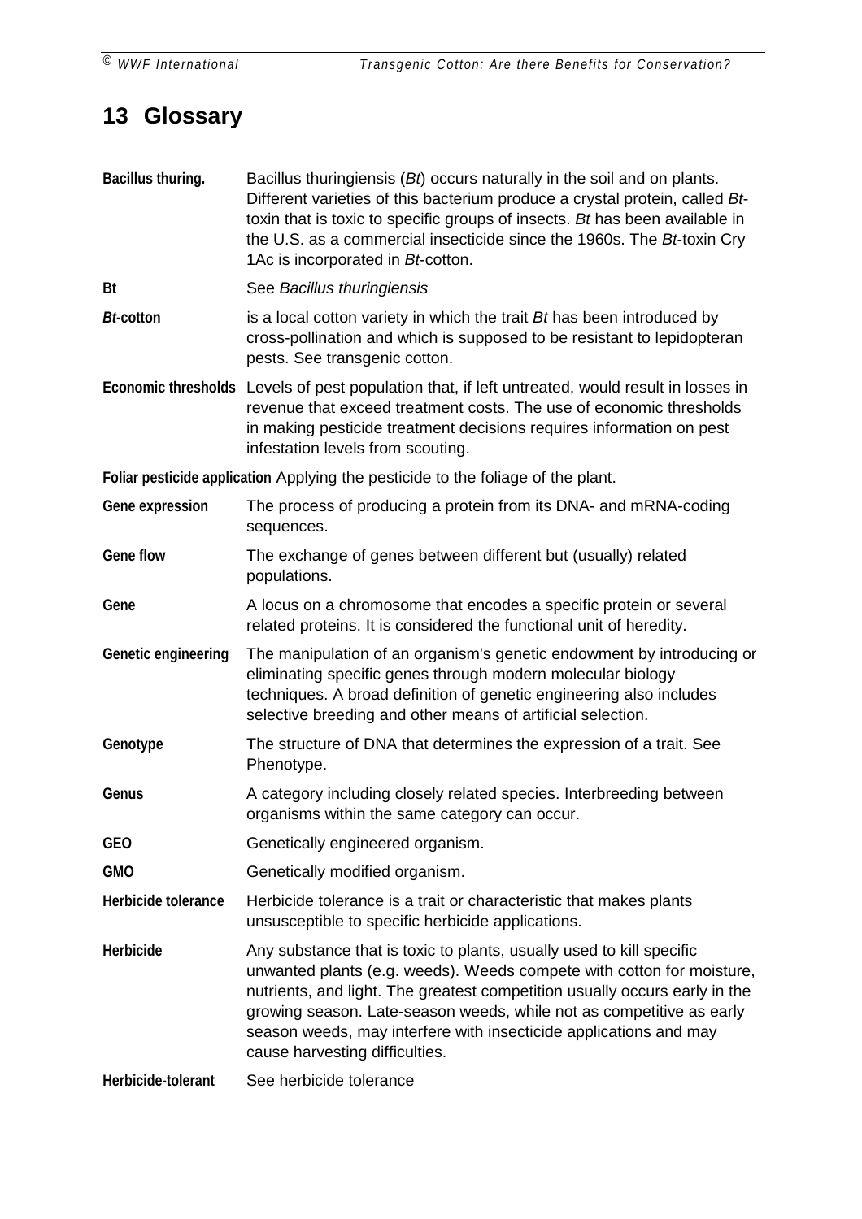# 13 Glossary

**Bacillus thuring.** Bacillus thuringiensis (*Bt*) occurs naturally in the soil and on plants. Different varieties of this bacterium produce a crystal protein, called *Bt*-toxin that is toxic to specific groups of insects. *Bt* has been available in the U.S. as a commercial insecticide since the 1960s. The *Bt*-toxin Cry 1Ac is incorporated in *Bt*-cotton.

**Bt** See *Bacillus thuringiensis*

***Bt*-cotton** is a local cotton variety in which the trait *Bt* has been introduced by cross-pollination and which is supposed to be resistant to lepidopteran pests. See transgenic cotton.

**Economic thresholds** Levels of pest population that, if left untreated, would result in losses in revenue that exceed treatment costs. The use of economic thresholds in making pesticide treatment decisions requires information on pest infestation levels from scouting.

**Foliar pesticide application** Applying the pesticide to the foliage of the plant.

**Gene expression** The process of producing a protein from its DNA- and mRNA-coding sequences.

**Gene flow** The exchange of genes between different but (usually) related populations.

**Gene** A locus on a chromosome that encodes a specific protein or several related proteins. It is considered the functional unit of heredity.

**Genetic engineering** The manipulation of an organism's genetic endowment by introducing or eliminating specific genes through modern molecular biology techniques. A broad definition of genetic engineering also includes selective breeding and other means of artificial selection.

**Genotype** The structure of DNA that determines the expression of a trait. See Phenotype.

**Genus** A category including closely related species. Interbreeding between organisms within the same category can occur.

**GEO** Genetically engineered organism.

**GMO** Genetically modified organism.

**Herbicide tolerance** Herbicide tolerance is a trait or characteristic that makes plants unsusceptible to specific herbicide applications.

**Herbicide** Any substance that is toxic to plants, usually used to kill specific unwanted plants (e.g. weeds). Weeds compete with cotton for moisture, nutrients, and light. The greatest competition usually occurs early in the growing season. Late-season weeds, while not as competitive as early season weeds, may interfere with insecticide applications and may cause harvesting difficulties.

**Herbicide-tolerant** See herbicide tolerance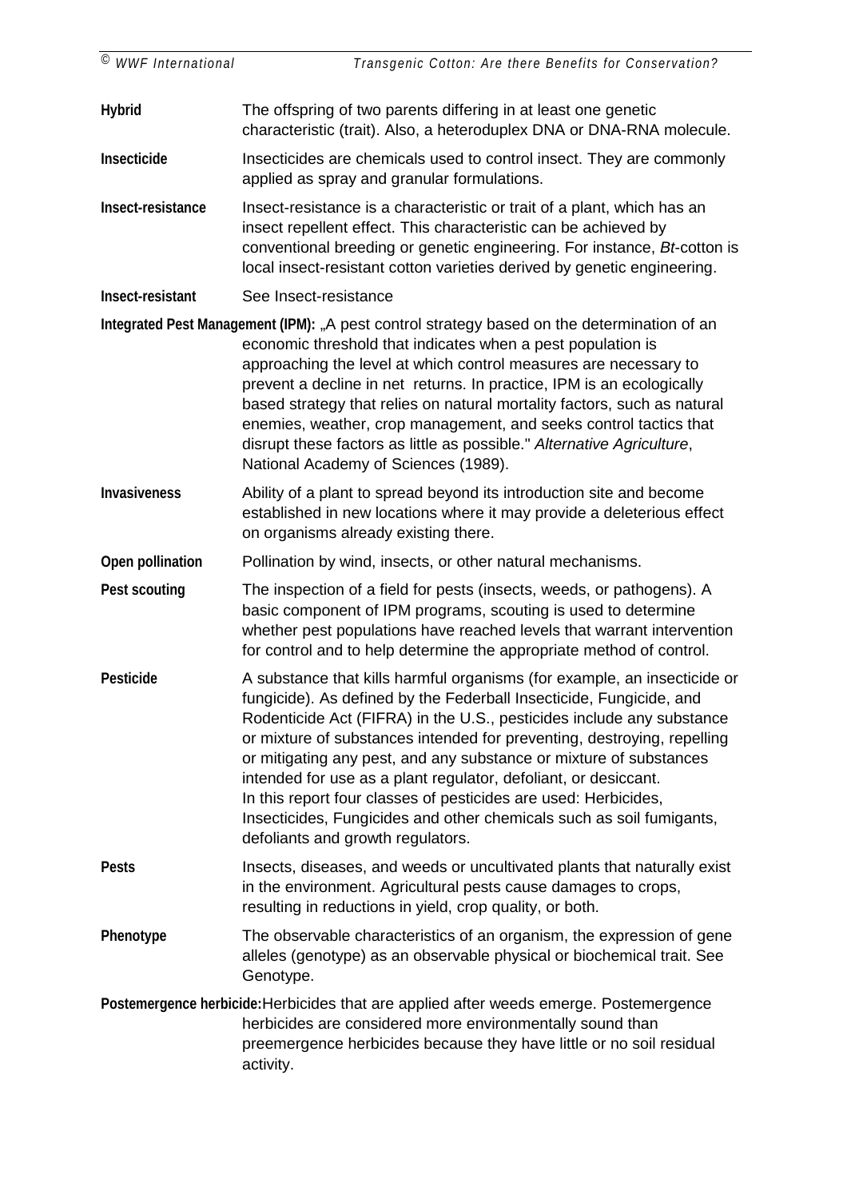**Hybrid** The offspring of two parents differing in at least one genetic characteristic (trait). Also, a heteroduplex DNA or DNA-RNA molecule.

**Insecticide** Insecticides are chemicals used to control insect. They are commonly applied as spray and granular formulations.

**Insect-resistance** Insect-resistance is a characteristic or trait of a plant, which has an insect repellent effect. This characteristic can be achieved by conventional breeding or genetic engineering. For instance, *Bt*-cotton is local insect-resistant cotton varieties derived by genetic engineering.

**Insect-resistant** See Insect-resistance

**Integrated Pest Management (IPM):** „A pest control strategy based on the determination of an economic threshold that indicates when a pest population is approaching the level at which control measures are necessary to prevent a decline in net returns. In practice, IPM is an ecologically based strategy that relies on natural mortality factors, such as natural enemies, weather, crop management, and seeks control tactics that disrupt these factors as little as possible." *Alternative Agriculture*, National Academy of Sciences (1989).

**Invasiveness** Ability of a plant to spread beyond its introduction site and become established in new locations where it may provide a deleterious effect on organisms already existing there.

**Open pollination** Pollination by wind, insects, or other natural mechanisms.

**Pest scouting** The inspection of a field for pests (insects, weeds, or pathogens). A basic component of IPM programs, scouting is used to determine whether pest populations have reached levels that warrant intervention for control and to help determine the appropriate method of control.

**Pesticide** A substance that kills harmful organisms (for example, an insecticide or fungicide). As defined by the Federball Insecticide, Fungicide, and Rodenticide Act (FIFRA) in the U.S., pesticides include any substance or mixture of substances intended for preventing, destroying, repelling or mitigating any pest, and any substance or mixture of substances intended for use as a plant regulator, defoliant, or desiccant. In this report four classes of pesticides are used: Herbicides, Insecticides, Fungicides and other chemicals such as soil fumigants, defoliants and growth regulators.

**Pests** Insects, diseases, and weeds or uncultivated plants that naturally exist in the environment. Agricultural pests cause damages to crops, resulting in reductions in yield, crop quality, or both.

**Phenotype** The observable characteristics of an organism, the expression of gene alleles (genotype) as an observable physical or biochemical trait. See Genotype.

**Postemergence herbicide:** Herbicides that are applied after weeds emerge. Postemergence herbicides are considered more environmentally sound than preemergence herbicides because they have little or no soil residual activity.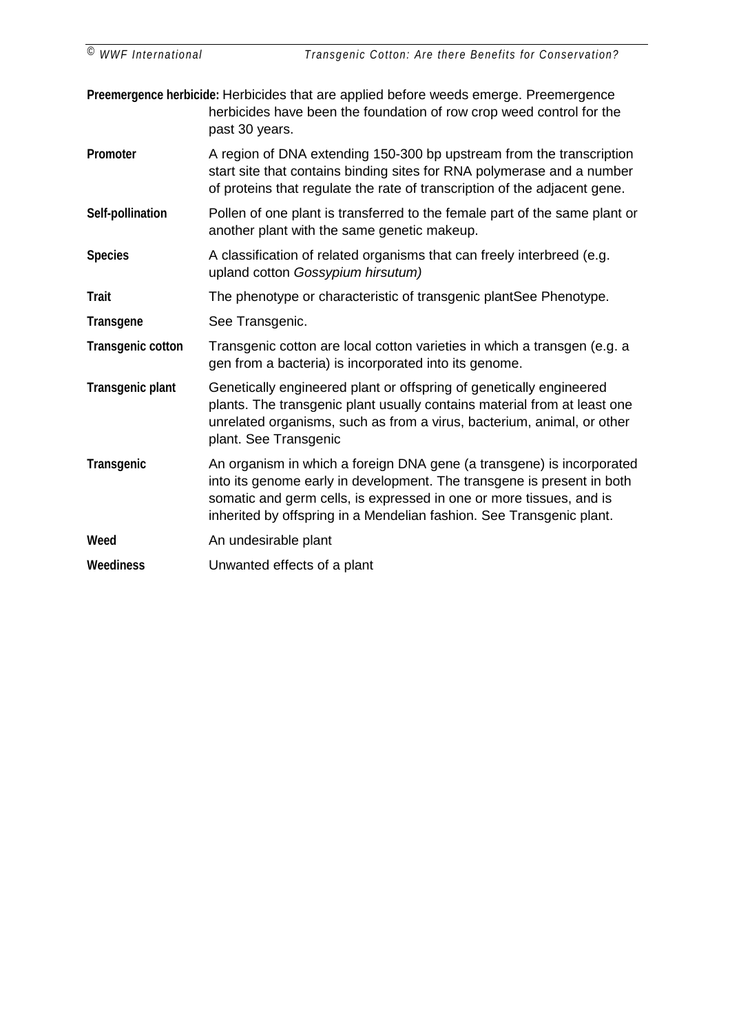**Preemergence herbicide:** Herbicides that are applied before weeds emerge. Preemergence herbicides have been the foundation of row crop weed control for the past 30 years.

**Promoter** A region of DNA extending 150-300 bp upstream from the transcription start site that contains binding sites for RNA polymerase and a number of proteins that regulate the rate of transcription of the adjacent gene.

**Self-pollination** Pollen of one plant is transferred to the female part of the same plant or another plant with the same genetic makeup.

**Species** A classification of related organisms that can freely interbreed (e.g. upland cotton *Gossypium hirsutum)*

**Trait** The phenotype or characteristic of transgenic plantSee Phenotype.

**Transgene** See Transgenic.

**Transgenic cotton** Transgenic cotton are local cotton varieties in which a transgen (e.g. a gen from a bacteria) is incorporated into its genome.

**Transgenic plant** Genetically engineered plant or offspring of genetically engineered plants. The transgenic plant usually contains material from at least one unrelated organisms, such as from a virus, bacterium, animal, or other plant. See Transgenic

**Transgenic** An organism in which a foreign DNA gene (a transgene) is incorporated into its genome early in development. The transgene is present in both somatic and germ cells, is expressed in one or more tissues, and is inherited by offspring in a Mendelian fashion. See Transgenic plant.

**Weed** An undesirable plant

**Weediness** Unwanted effects of a plant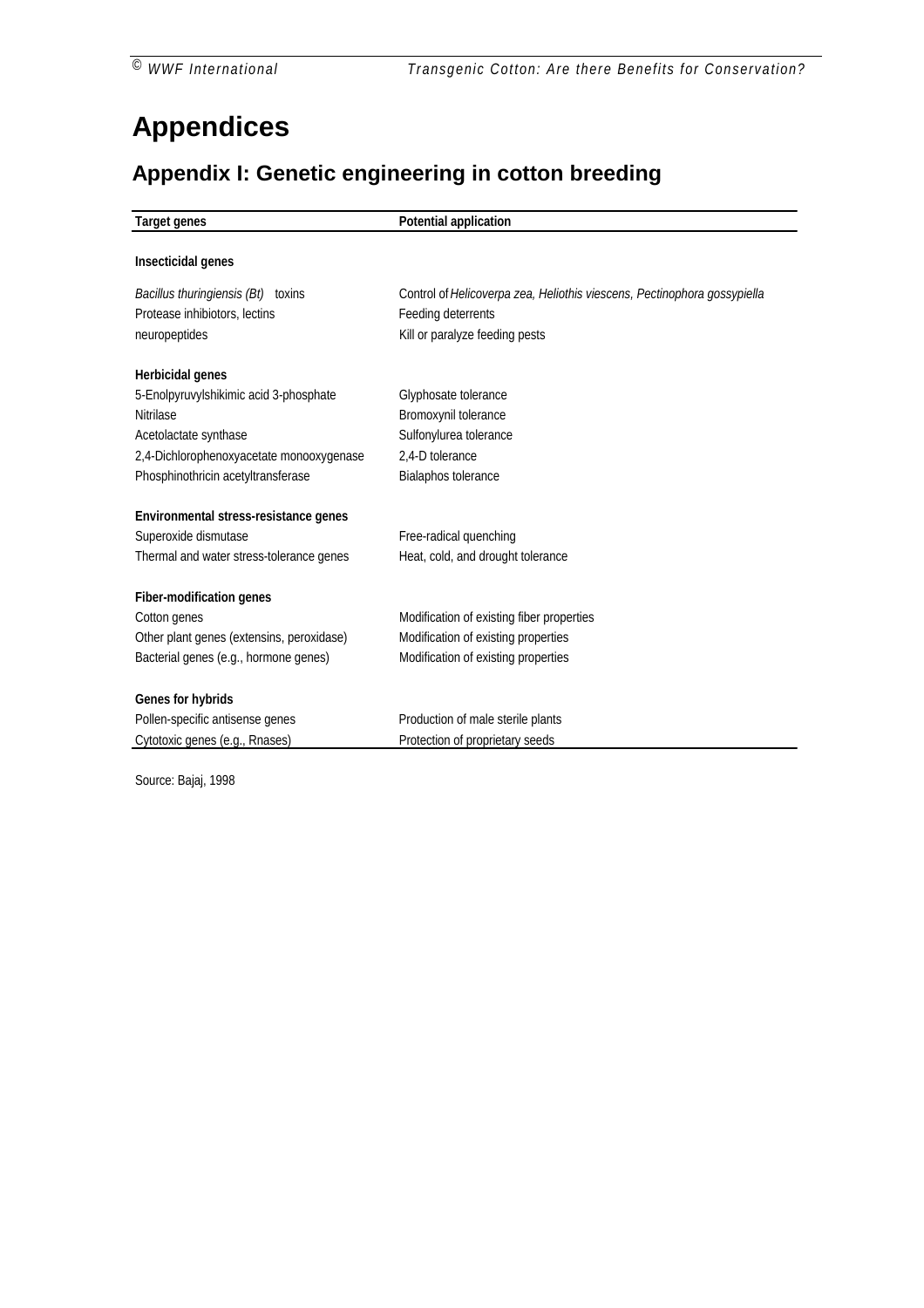# Appendices

## Appendix I: Genetic engineering in cotton breeding

| Target genes | Potential application |
|---|---|
| **Insecticidal genes** | |
| *Bacillus thuringiensis (Bt)* toxins | Control of *Helicoverpa zea, Heliothis viescens, Pectinophora gossypiella* |
| Protease inhibiotors, lectins | Feeding deterrents |
| neuropeptides | Kill or paralyze feeding pests |
| **Herbicidal genes** | |
| 5-Enolpyruvylshikimic acid 3-phosphate | Glyphosate tolerance |
| Nitrilase | Bromoxynil tolerance |
| Acetolactate synthase | Sulfonylurea tolerance |
| 2,4-Dichlorophenoxyacetate monooxygenase | 2,4-D tolerance |
| Phosphinothricin acetyltransferase | Bialaphos tolerance |
| **Environmental stress-resistance genes** | |
| Superoxide dismutase | Free-radical quenching |
| Thermal and water stress-tolerance genes | Heat, cold, and drought tolerance |
| **Fiber-modification genes** | |
| Cotton genes | Modification of existing fiber properties |
| Other plant genes (extensins, peroxidase) | Modification of existing properties |
| Bacterial genes (e.g., hormone genes) | Modification of existing properties |
| **Genes for hybrids** | |
| Pollen-specific antisense genes | Production of male sterile plants |
| Cytotoxic genes (e.g., Rnases) | Protection of proprietary seeds |

Source: Bajaj, 1998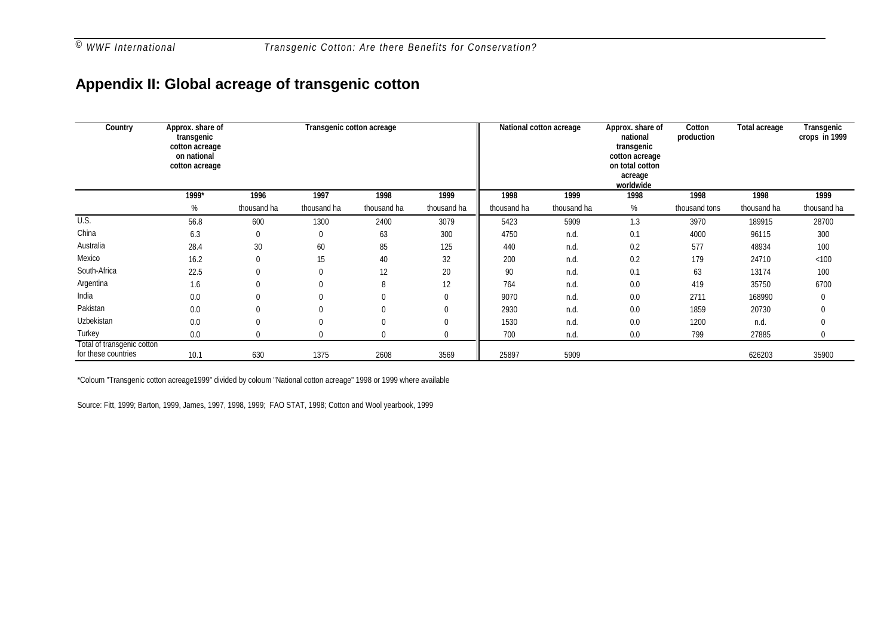## Appendix II: Global acreage of transgenic cotton

| Country | Approx. share of transgenic cotton acreage on national cotton acreage | Transgenic cotton acreage | | | | National cotton acreage | | Approx. share of national transgenic cotton acreage on total cotton acreage worldwide | Cotton production | Total acreage | Transgenic crops in 1999 |
|---|---|---|---|---|---|---|---|---|---|---|---|
| | 1999* | 1996 | 1997 | 1998 | 1999 | 1998 | 1999 | 1998 | 1998 | 1998 | 1999 |
| | % | thousand ha | thousand ha | thousand ha | thousand ha | thousand ha | thousand ha | % | thousand tons | thousand ha | thousand ha |
| U.S. | 56.8 | 600 | 1300 | 2400 | 3079 | 5423 | 5909 | 1.3 | 3970 | 189915 | 28700 |
| China | 6.3 | 0 | 0 | 63 | 300 | 4750 | n.d. | 0.1 | 4000 | 96115 | 300 |
| Australia | 28.4 | 30 | 60 | 85 | 125 | 440 | n.d. | 0.2 | 577 | 48934 | 100 |
| Mexico | 16.2 | 0 | 15 | 40 | 32 | 200 | n.d. | 0.2 | 179 | 24710 | <100 |
| South-Africa | 22.5 | 0 | 0 | 12 | 20 | 90 | n.d. | 0.1 | 63 | 13174 | 100 |
| Argentina | 1.6 | 0 | 0 | 8 | 12 | 764 | n.d. | 0.0 | 419 | 35750 | 6700 |
| India | 0.0 | 0 | 0 | 0 | 0 | 9070 | n.d. | 0.0 | 2711 | 168990 | 0 |
| Pakistan | 0.0 | 0 | 0 | 0 | 0 | 2930 | n.d. | 0.0 | 1859 | 20730 | 0 |
| Uzbekistan | 0.0 | 0 | 0 | 0 | 0 | 1530 | n.d. | 0.0 | 1200 | n.d. | 0 |
| Turkey | 0.0 | 0 | 0 | 0 | 0 | 700 | n.d. | 0.0 | 799 | 27885 | 0 |
| Total of transgenic cotton for these countries | 10.1 | 630 | 1375 | 2608 | 3569 | 25897 | 5909 | | | 626203 | 35900 |

*Coloum "Transgenic cotton acreage1999" divided by coloum "National cotton acreage" 1998 or 1999 where available

Source: Fitt, 1999; Barton, 1999, James, 1997, 1998, 1999; FAO STAT, 1998; Cotton and Wool yearbook, 1999